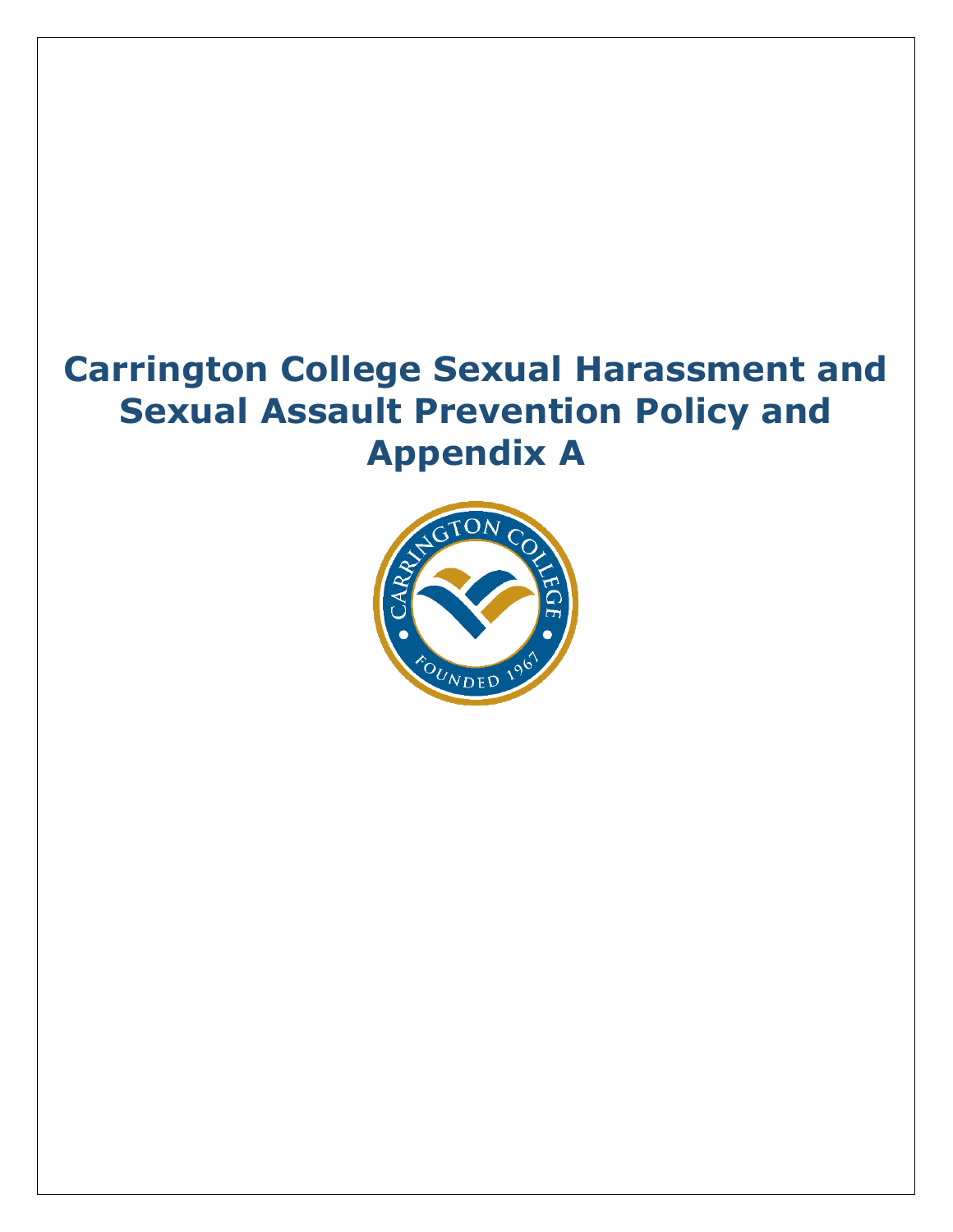# Carrington College Sexual Harassment and Sexual Assault Prevention Policy and Appendix A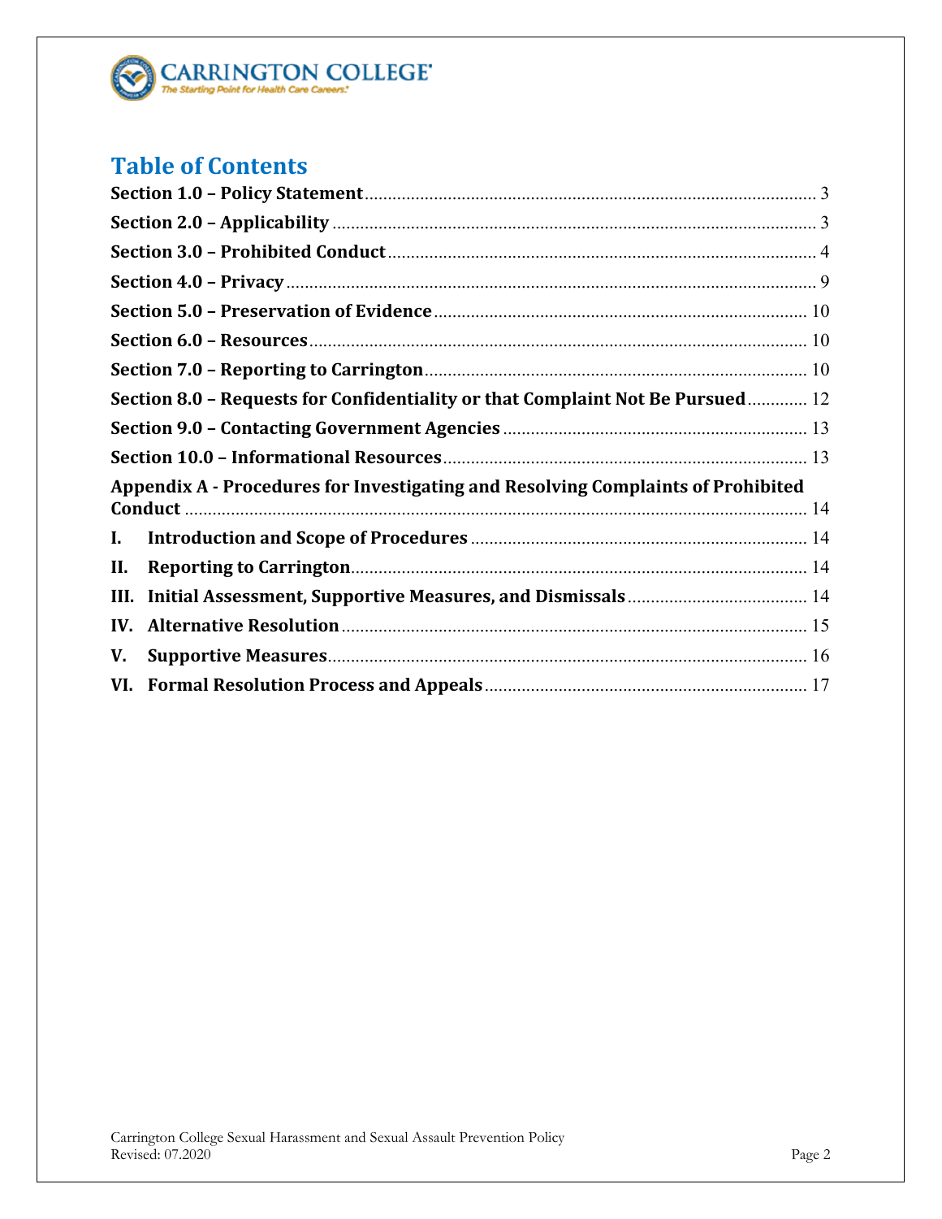# Table of Contents

**Section 1.0 – Policy Statement** ............ 3

**Section 2.0 – Applicability** ............ 3

**Section 3.0 – Prohibited Conduct** ............ 4

**Section 4.0 – Privacy** ............ 9

**Section 5.0 – Preservation of Evidence** ............ 10

**Section 6.0 – Resources** ............ 10

**Section 7.0 – Reporting to Carrington** ............ 10

**Section 8.0 – Requests for Confidentiality or that Complaint Not Be Pursued** ............ 12

**Section 9.0 – Contacting Government Agencies** ............ 13

**Section 10.0 – Informational Resources** ............ 13

**Appendix A - Procedures for Investigating and Resolving Complaints of Prohibited Conduct** ............ 14

**I. Introduction and Scope of Procedures** ............ 14

**II. Reporting to Carrington** ............ 14

**III. Initial Assessment, Supportive Measures, and Dismissals** ............ 14

**IV. Alternative Resolution** ............ 15

**V. Supportive Measures** ............ 16

**VI. Formal Resolution Process and Appeals** ............ 17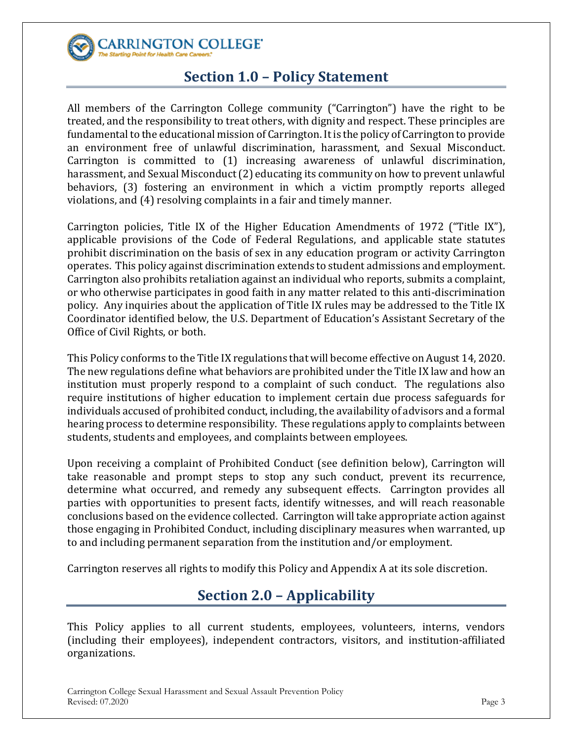## Section 1.0 – Policy Statement

All members of the Carrington College community ("Carrington") have the right to be treated, and the responsibility to treat others, with dignity and respect. These principles are fundamental to the educational mission of Carrington. It is the policy of Carrington to provide an environment free of unlawful discrimination, harassment, and Sexual Misconduct. Carrington is committed to (1) increasing awareness of unlawful discrimination, harassment, and Sexual Misconduct (2) educating its community on how to prevent unlawful behaviors, (3) fostering an environment in which a victim promptly reports alleged violations, and (4) resolving complaints in a fair and timely manner.

Carrington policies, Title IX of the Higher Education Amendments of 1972 ("Title IX"), applicable provisions of the Code of Federal Regulations, and applicable state statutes prohibit discrimination on the basis of sex in any education program or activity Carrington operates. This policy against discrimination extends to student admissions and employment. Carrington also prohibits retaliation against an individual who reports, submits a complaint, or who otherwise participates in good faith in any matter related to this anti-discrimination policy. Any inquiries about the application of Title IX rules may be addressed to the Title IX Coordinator identified below, the U.S. Department of Education's Assistant Secretary of the Office of Civil Rights, or both.

This Policy conforms to the Title IX regulations that will become effective on August 14, 2020. The new regulations define what behaviors are prohibited under the Title IX law and how an institution must properly respond to a complaint of such conduct. The regulations also require institutions of higher education to implement certain due process safeguards for individuals accused of prohibited conduct, including, the availability of advisors and a formal hearing process to determine responsibility. These regulations apply to complaints between students, students and employees, and complaints between employees.

Upon receiving a complaint of Prohibited Conduct (see definition below), Carrington will take reasonable and prompt steps to stop any such conduct, prevent its recurrence, determine what occurred, and remedy any subsequent effects. Carrington provides all parties with opportunities to present facts, identify witnesses, and will reach reasonable conclusions based on the evidence collected. Carrington will take appropriate action against those engaging in Prohibited Conduct, including disciplinary measures when warranted, up to and including permanent separation from the institution and/or employment.

Carrington reserves all rights to modify this Policy and Appendix A at its sole discretion.

## Section 2.0 – Applicability

This Policy applies to all current students, employees, volunteers, interns, vendors (including their employees), independent contractors, visitors, and institution-affiliated organizations.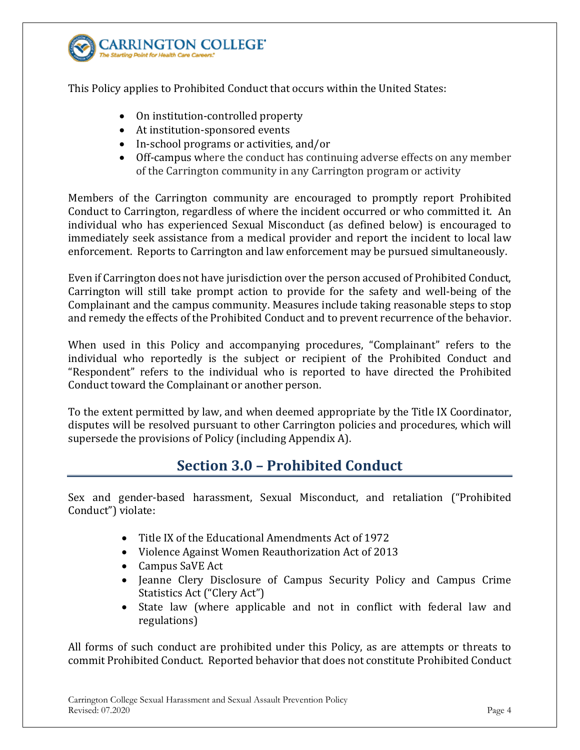This Policy applies to Prohibited Conduct that occurs within the United States:

- On institution-controlled property
- At institution-sponsored events
- In-school programs or activities, and/or
- Off-campus where the conduct has continuing adverse effects on any member of the Carrington community in any Carrington program or activity

Members of the Carrington community are encouraged to promptly report Prohibited Conduct to Carrington, regardless of where the incident occurred or who committed it. An individual who has experienced Sexual Misconduct (as defined below) is encouraged to immediately seek assistance from a medical provider and report the incident to local law enforcement. Reports to Carrington and law enforcement may be pursued simultaneously.

Even if Carrington does not have jurisdiction over the person accused of Prohibited Conduct, Carrington will still take prompt action to provide for the safety and well-being of the Complainant and the campus community. Measures include taking reasonable steps to stop and remedy the effects of the Prohibited Conduct and to prevent recurrence of the behavior.

When used in this Policy and accompanying procedures, "Complainant" refers to the individual who reportedly is the subject or recipient of the Prohibited Conduct and "Respondent" refers to the individual who is reported to have directed the Prohibited Conduct toward the Complainant or another person.

To the extent permitted by law, and when deemed appropriate by the Title IX Coordinator, disputes will be resolved pursuant to other Carrington policies and procedures, which will supersede the provisions of Policy (including Appendix A).

## Section 3.0 – Prohibited Conduct

Sex and gender-based harassment, Sexual Misconduct, and retaliation ("Prohibited Conduct") violate:

- Title IX of the Educational Amendments Act of 1972
- Violence Against Women Reauthorization Act of 2013
- Campus SaVE Act
- Jeanne Clery Disclosure of Campus Security Policy and Campus Crime Statistics Act ("Clery Act")
- State law (where applicable and not in conflict with federal law and regulations)

All forms of such conduct are prohibited under this Policy, as are attempts or threats to commit Prohibited Conduct. Reported behavior that does not constitute Prohibited Conduct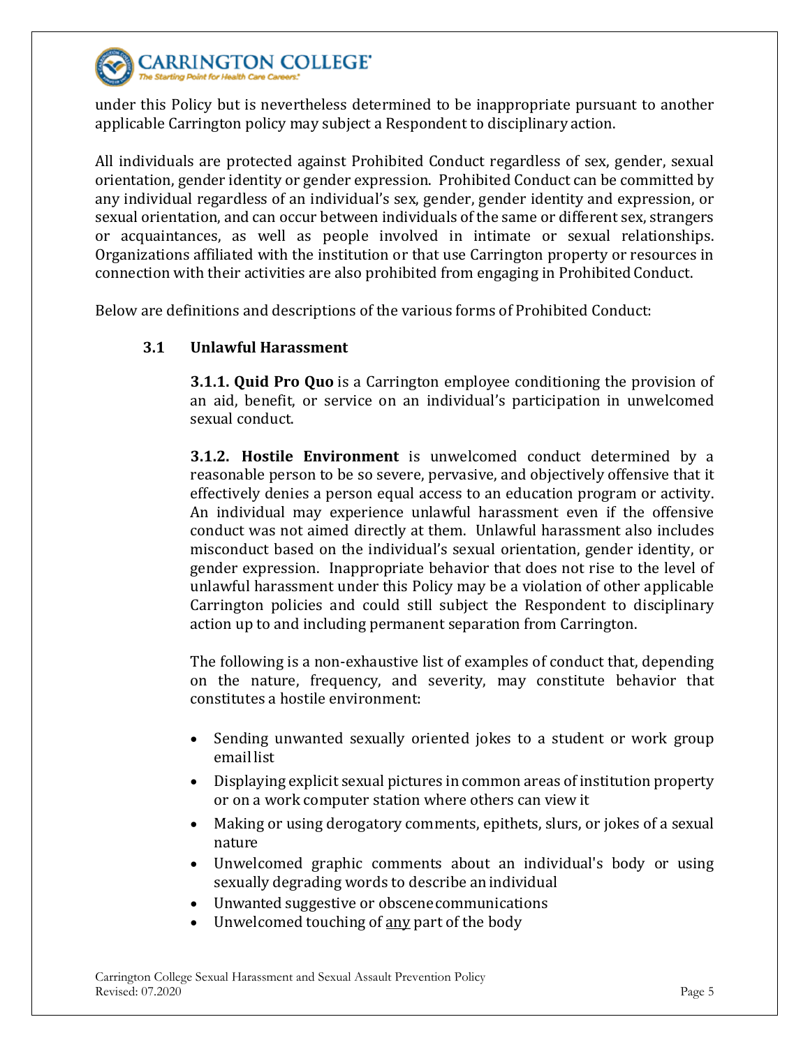under this Policy but is nevertheless determined to be inappropriate pursuant to another applicable Carrington policy may subject a Respondent to disciplinary action.

All individuals are protected against Prohibited Conduct regardless of sex, gender, sexual orientation, gender identity or gender expression. Prohibited Conduct can be committed by any individual regardless of an individual's sex, gender, gender identity and expression, or sexual orientation, and can occur between individuals of the same or different sex, strangers or acquaintances, as well as people involved in intimate or sexual relationships. Organizations affiliated with the institution or that use Carrington property or resources in connection with their activities are also prohibited from engaging in Prohibited Conduct.

Below are definitions and descriptions of the various forms of Prohibited Conduct:

### 3.1 Unlawful Harassment

**3.1.1. Quid Pro Quo** is a Carrington employee conditioning the provision of an aid, benefit, or service on an individual's participation in unwelcomed sexual conduct.

**3.1.2. Hostile Environment** is unwelcomed conduct determined by a reasonable person to be so severe, pervasive, and objectively offensive that it effectively denies a person equal access to an education program or activity. An individual may experience unlawful harassment even if the offensive conduct was not aimed directly at them. Unlawful harassment also includes misconduct based on the individual's sexual orientation, gender identity, or gender expression. Inappropriate behavior that does not rise to the level of unlawful harassment under this Policy may be a violation of other applicable Carrington policies and could still subject the Respondent to disciplinary action up to and including permanent separation from Carrington.

The following is a non-exhaustive list of examples of conduct that, depending on the nature, frequency, and severity, may constitute behavior that constitutes a hostile environment:

- Sending unwanted sexually oriented jokes to a student or work group email list
- Displaying explicit sexual pictures in common areas of institution property or on a work computer station where others can view it
- Making or using derogatory comments, epithets, slurs, or jokes of a sexual nature
- Unwelcomed graphic comments about an individual's body or using sexually degrading words to describe an individual
- Unwanted suggestive or obscene communications
- Unwelcomed touching of <u>any</u> part of the body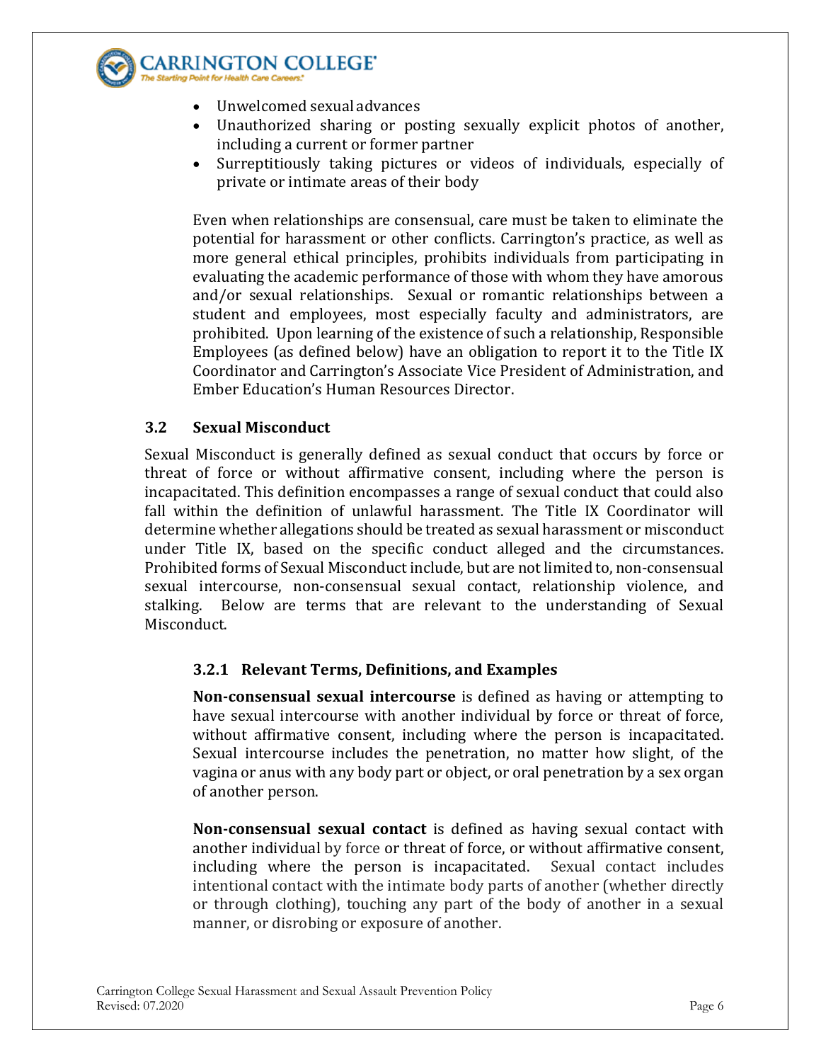- Unwelcomed sexual advances
- Unauthorized sharing or posting sexually explicit photos of another, including a current or former partner
- Surreptitiously taking pictures or videos of individuals, especially of private or intimate areas of their body

Even when relationships are consensual, care must be taken to eliminate the potential for harassment or other conflicts. Carrington's practice, as well as more general ethical principles, prohibits individuals from participating in evaluating the academic performance of those with whom they have amorous and/or sexual relationships. Sexual or romantic relationships between a student and employees, most especially faculty and administrators, are prohibited. Upon learning of the existence of such a relationship, Responsible Employees (as defined below) have an obligation to report it to the Title IX Coordinator and Carrington's Associate Vice President of Administration, and Ember Education's Human Resources Director.

### 3.2 Sexual Misconduct

Sexual Misconduct is generally defined as sexual conduct that occurs by force or threat of force or without affirmative consent, including where the person is incapacitated. This definition encompasses a range of sexual conduct that could also fall within the definition of unlawful harassment. The Title IX Coordinator will determine whether allegations should be treated as sexual harassment or misconduct under Title IX, based on the specific conduct alleged and the circumstances. Prohibited forms of Sexual Misconduct include, but are not limited to, non-consensual sexual intercourse, non-consensual sexual contact, relationship violence, and stalking. Below are terms that are relevant to the understanding of Sexual Misconduct.

#### 3.2.1 Relevant Terms, Definitions, and Examples

**Non-consensual sexual intercourse** is defined as having or attempting to have sexual intercourse with another individual by force or threat of force, without affirmative consent, including where the person is incapacitated. Sexual intercourse includes the penetration, no matter how slight, of the vagina or anus with any body part or object, or oral penetration by a sex organ of another person.

**Non-consensual sexual contact** is defined as having sexual contact with another individual by force or threat of force, or without affirmative consent, including where the person is incapacitated. Sexual contact includes intentional contact with the intimate body parts of another (whether directly or through clothing), touching any part of the body of another in a sexual manner, or disrobing or exposure of another.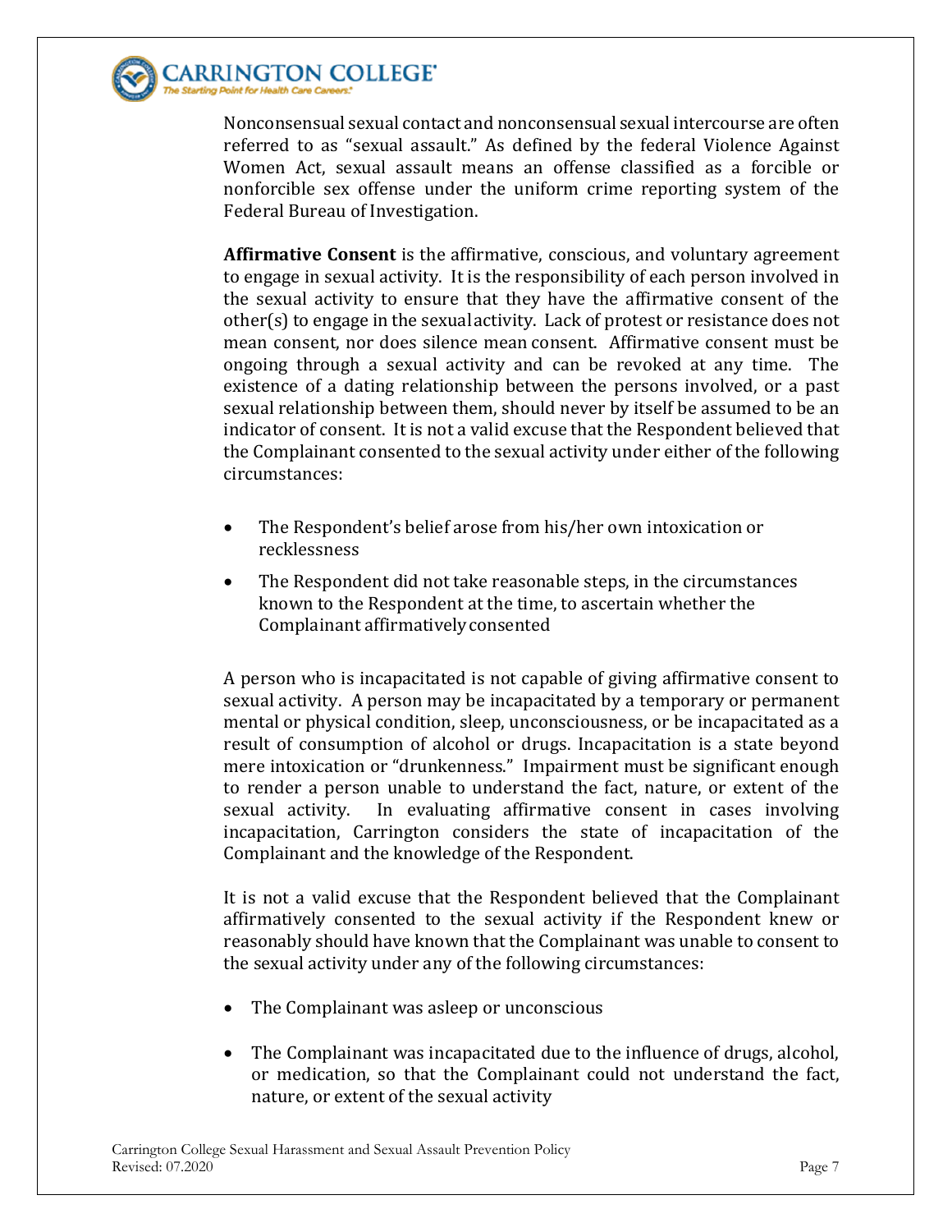Nonconsensual sexual contact and nonconsensual sexual intercourse are often referred to as "sexual assault." As defined by the federal Violence Against Women Act, sexual assault means an offense classified as a forcible or nonforcible sex offense under the uniform crime reporting system of the Federal Bureau of Investigation.

**Affirmative Consent** is the affirmative, conscious, and voluntary agreement to engage in sexual activity. It is the responsibility of each person involved in the sexual activity to ensure that they have the affirmative consent of the other(s) to engage in the sexual activity. Lack of protest or resistance does not mean consent, nor does silence mean consent. Affirmative consent must be ongoing through a sexual activity and can be revoked at any time. The existence of a dating relationship between the persons involved, or a past sexual relationship between them, should never by itself be assumed to be an indicator of consent. It is not a valid excuse that the Respondent believed that the Complainant consented to the sexual activity under either of the following circumstances:

- The Respondent's belief arose from his/her own intoxication or recklessness
- The Respondent did not take reasonable steps, in the circumstances known to the Respondent at the time, to ascertain whether the Complainant affirmatively consented

A person who is incapacitated is not capable of giving affirmative consent to sexual activity. A person may be incapacitated by a temporary or permanent mental or physical condition, sleep, unconsciousness, or be incapacitated as a result of consumption of alcohol or drugs. Incapacitation is a state beyond mere intoxication or "drunkenness." Impairment must be significant enough to render a person unable to understand the fact, nature, or extent of the sexual activity. In evaluating affirmative consent in cases involving incapacitation, Carrington considers the state of incapacitation of the Complainant and the knowledge of the Respondent.

It is not a valid excuse that the Respondent believed that the Complainant affirmatively consented to the sexual activity if the Respondent knew or reasonably should have known that the Complainant was unable to consent to the sexual activity under any of the following circumstances:

- The Complainant was asleep or unconscious
- The Complainant was incapacitated due to the influence of drugs, alcohol, or medication, so that the Complainant could not understand the fact, nature, or extent of the sexual activity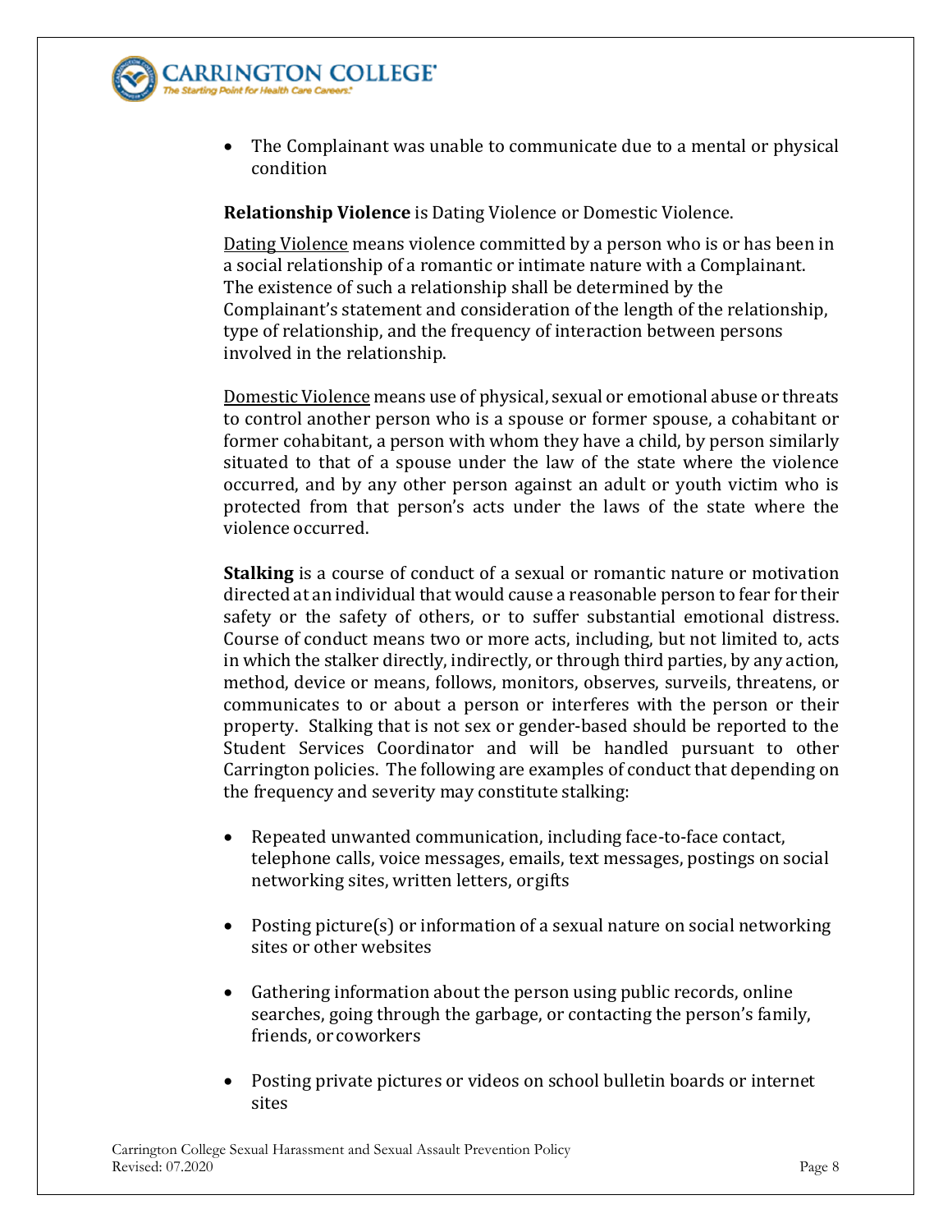- The Complainant was unable to communicate due to a mental or physical condition

**Relationship Violence** is Dating Violence or Domestic Violence.

Dating Violence means violence committed by a person who is or has been in a social relationship of a romantic or intimate nature with a Complainant. The existence of such a relationship shall be determined by the Complainant's statement and consideration of the length of the relationship, type of relationship, and the frequency of interaction between persons involved in the relationship.

Domestic Violence means use of physical, sexual or emotional abuse or threats to control another person who is a spouse or former spouse, a cohabitant or former cohabitant, a person with whom they have a child, by person similarly situated to that of a spouse under the law of the state where the violence occurred, and by any other person against an adult or youth victim who is protected from that person's acts under the laws of the state where the violence occurred.

**Stalking** is a course of conduct of a sexual or romantic nature or motivation directed at an individual that would cause a reasonable person to fear for their safety or the safety of others, or to suffer substantial emotional distress. Course of conduct means two or more acts, including, but not limited to, acts in which the stalker directly, indirectly, or through third parties, by any action, method, device or means, follows, monitors, observes, surveils, threatens, or communicates to or about a person or interferes with the person or their property. Stalking that is not sex or gender-based should be reported to the Student Services Coordinator and will be handled pursuant to other Carrington policies. The following are examples of conduct that depending on the frequency and severity may constitute stalking:

- Repeated unwanted communication, including face-to-face contact, telephone calls, voice messages, emails, text messages, postings on social networking sites, written letters, or gifts
- Posting picture(s) or information of a sexual nature on social networking sites or other websites
- Gathering information about the person using public records, online searches, going through the garbage, or contacting the person's family, friends, or coworkers
- Posting private pictures or videos on school bulletin boards or internet sites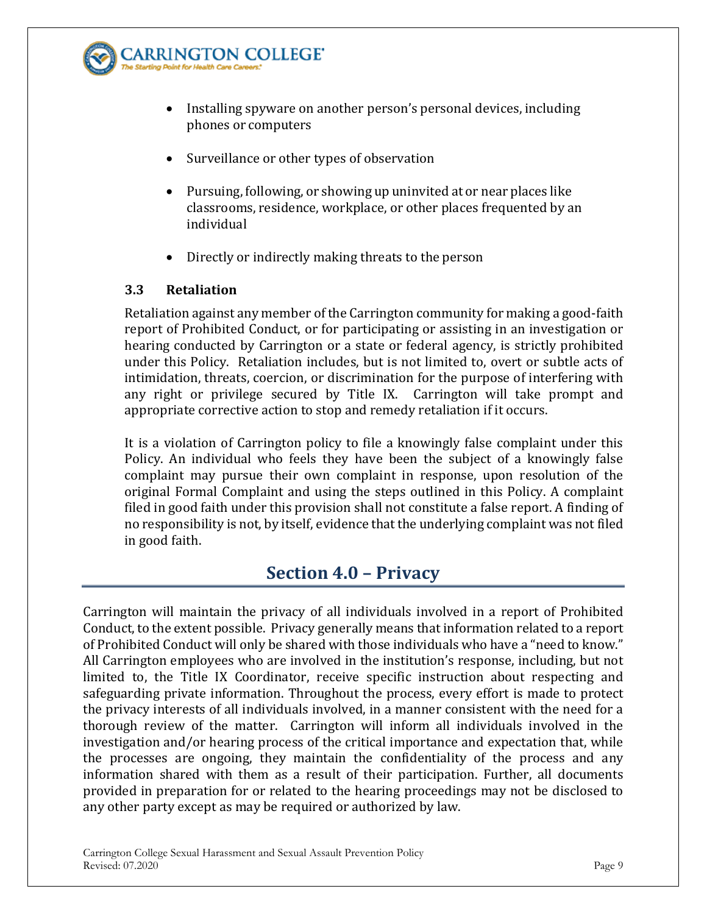- Installing spyware on another person's personal devices, including phones or computers
- Surveillance or other types of observation
- Pursuing, following, or showing up uninvited at or near places like classrooms, residence, workplace, or other places frequented by an individual
- Directly or indirectly making threats to the person

### 3.3 Retaliation

Retaliation against any member of the Carrington community for making a good-faith report of Prohibited Conduct, or for participating or assisting in an investigation or hearing conducted by Carrington or a state or federal agency, is strictly prohibited under this Policy. Retaliation includes, but is not limited to, overt or subtle acts of intimidation, threats, coercion, or discrimination for the purpose of interfering with any right or privilege secured by Title IX. Carrington will take prompt and appropriate corrective action to stop and remedy retaliation if it occurs.

It is a violation of Carrington policy to file a knowingly false complaint under this Policy. An individual who feels they have been the subject of a knowingly false complaint may pursue their own complaint in response, upon resolution of the original Formal Complaint and using the steps outlined in this Policy. A complaint filed in good faith under this provision shall not constitute a false report. A finding of no responsibility is not, by itself, evidence that the underlying complaint was not filed in good faith.

## Section 4.0 – Privacy

Carrington will maintain the privacy of all individuals involved in a report of Prohibited Conduct, to the extent possible. Privacy generally means that information related to a report of Prohibited Conduct will only be shared with those individuals who have a "need to know." All Carrington employees who are involved in the institution's response, including, but not limited to, the Title IX Coordinator, receive specific instruction about respecting and safeguarding private information. Throughout the process, every effort is made to protect the privacy interests of all individuals involved, in a manner consistent with the need for a thorough review of the matter. Carrington will inform all individuals involved in the investigation and/or hearing process of the critical importance and expectation that, while the processes are ongoing, they maintain the confidentiality of the process and any information shared with them as a result of their participation. Further, all documents provided in preparation for or related to the hearing proceedings may not be disclosed to any other party except as may be required or authorized by law.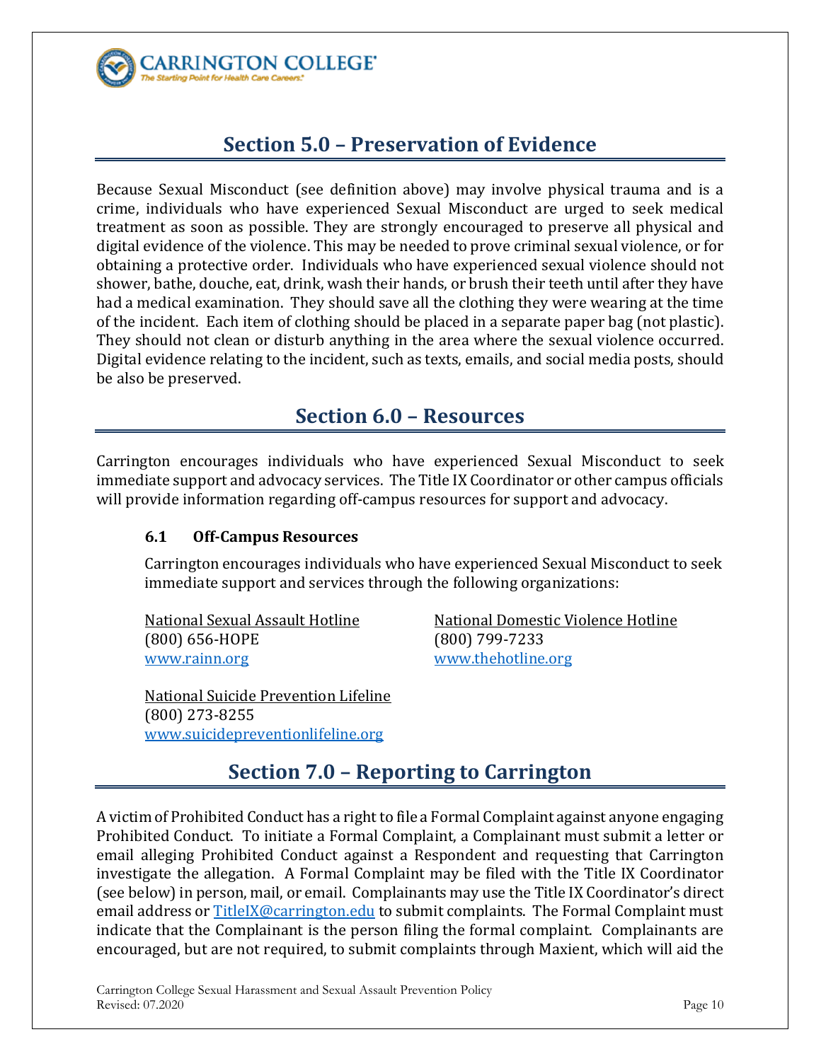## Section 5.0 – Preservation of Evidence

Because Sexual Misconduct (see definition above) may involve physical trauma and is a crime, individuals who have experienced Sexual Misconduct are urged to seek medical treatment as soon as possible. They are strongly encouraged to preserve all physical and digital evidence of the violence. This may be needed to prove criminal sexual violence, or for obtaining a protective order. Individuals who have experienced sexual violence should not shower, bathe, douche, eat, drink, wash their hands, or brush their teeth until after they have had a medical examination. They should save all the clothing they were wearing at the time of the incident. Each item of clothing should be placed in a separate paper bag (not plastic). They should not clean or disturb anything in the area where the sexual violence occurred. Digital evidence relating to the incident, such as texts, emails, and social media posts, should be also be preserved.

## Section 6.0 – Resources

Carrington encourages individuals who have experienced Sexual Misconduct to seek immediate support and advocacy services. The Title IX Coordinator or other campus officials will provide information regarding off-campus resources for support and advocacy.

### 6.1 Off-Campus Resources

Carrington encourages individuals who have experienced Sexual Misconduct to seek immediate support and services through the following organizations:

National Sexual Assault Hotline
(800) 656-HOPE
www.rainn.org

National Domestic Violence Hotline
(800) 799-7233
www.thehotline.org

National Suicide Prevention Lifeline
(800) 273-8255
www.suicidepreventionlifeline.org

## Section 7.0 – Reporting to Carrington

A victim of Prohibited Conduct has a right to file a Formal Complaint against anyone engaging Prohibited Conduct. To initiate a Formal Complaint, a Complainant must submit a letter or email alleging Prohibited Conduct against a Respondent and requesting that Carrington investigate the allegation. A Formal Complaint may be filed with the Title IX Coordinator (see below) in person, mail, or email. Complainants may use the Title IX Coordinator's direct email address or TitleIX@carrington.edu to submit complaints. The Formal Complaint must indicate that the Complainant is the person filing the formal complaint. Complainants are encouraged, but are not required, to submit complaints through Maxient, which will aid the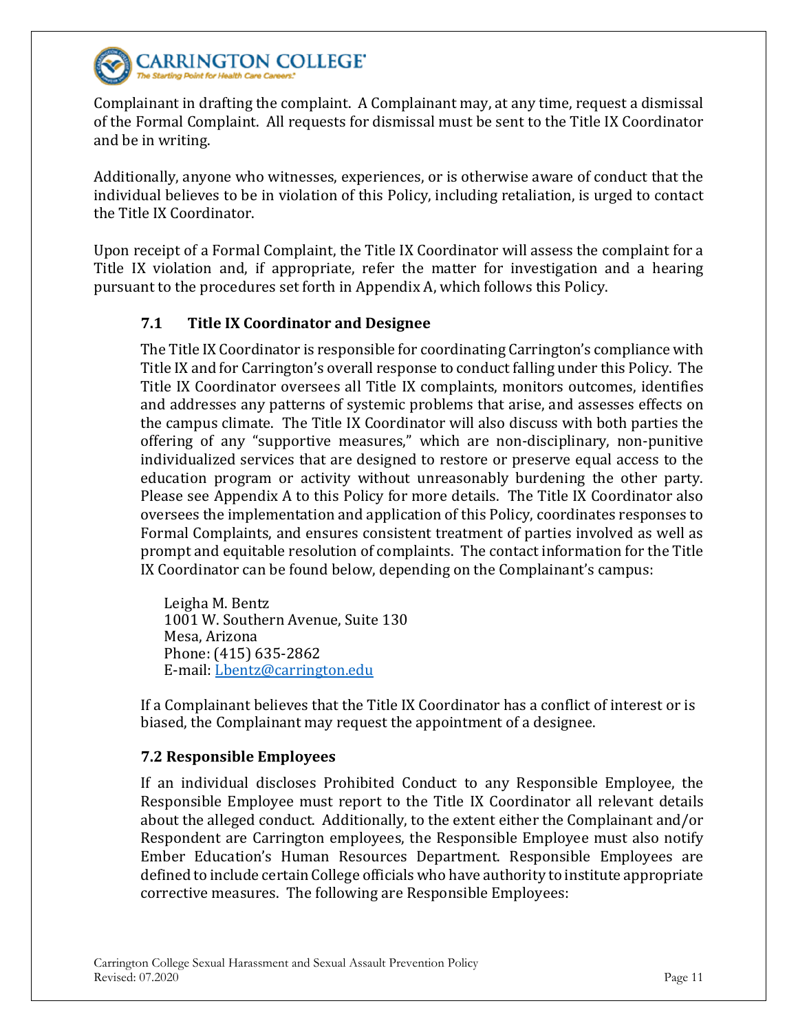Complainant in drafting the complaint. A Complainant may, at any time, request a dismissal of the Formal Complaint. All requests for dismissal must be sent to the Title IX Coordinator and be in writing.

Additionally, anyone who witnesses, experiences, or is otherwise aware of conduct that the individual believes to be in violation of this Policy, including retaliation, is urged to contact the Title IX Coordinator.

Upon receipt of a Formal Complaint, the Title IX Coordinator will assess the complaint for a Title IX violation and, if appropriate, refer the matter for investigation and a hearing pursuant to the procedures set forth in Appendix A, which follows this Policy.

### 7.1 Title IX Coordinator and Designee

The Title IX Coordinator is responsible for coordinating Carrington's compliance with Title IX and for Carrington's overall response to conduct falling under this Policy. The Title IX Coordinator oversees all Title IX complaints, monitors outcomes, identifies and addresses any patterns of systemic problems that arise, and assesses effects on the campus climate. The Title IX Coordinator will also discuss with both parties the offering of any "supportive measures," which are non-disciplinary, non-punitive individualized services that are designed to restore or preserve equal access to the education program or activity without unreasonably burdening the other party. Please see Appendix A to this Policy for more details. The Title IX Coordinator also oversees the implementation and application of this Policy, coordinates responses to Formal Complaints, and ensures consistent treatment of parties involved as well as prompt and equitable resolution of complaints. The contact information for the Title IX Coordinator can be found below, depending on the Complainant's campus:

Leigha M. Bentz
1001 W. Southern Avenue, Suite 130
Mesa, Arizona
Phone: (415) 635-2862
E-mail: Lbentz@carrington.edu

If a Complainant believes that the Title IX Coordinator has a conflict of interest or is biased, the Complainant may request the appointment of a designee.

### 7.2 Responsible Employees

If an individual discloses Prohibited Conduct to any Responsible Employee, the Responsible Employee must report to the Title IX Coordinator all relevant details about the alleged conduct. Additionally, to the extent either the Complainant and/or Respondent are Carrington employees, the Responsible Employee must also notify Ember Education's Human Resources Department. Responsible Employees are defined to include certain College officials who have authority to institute appropriate corrective measures. The following are Responsible Employees: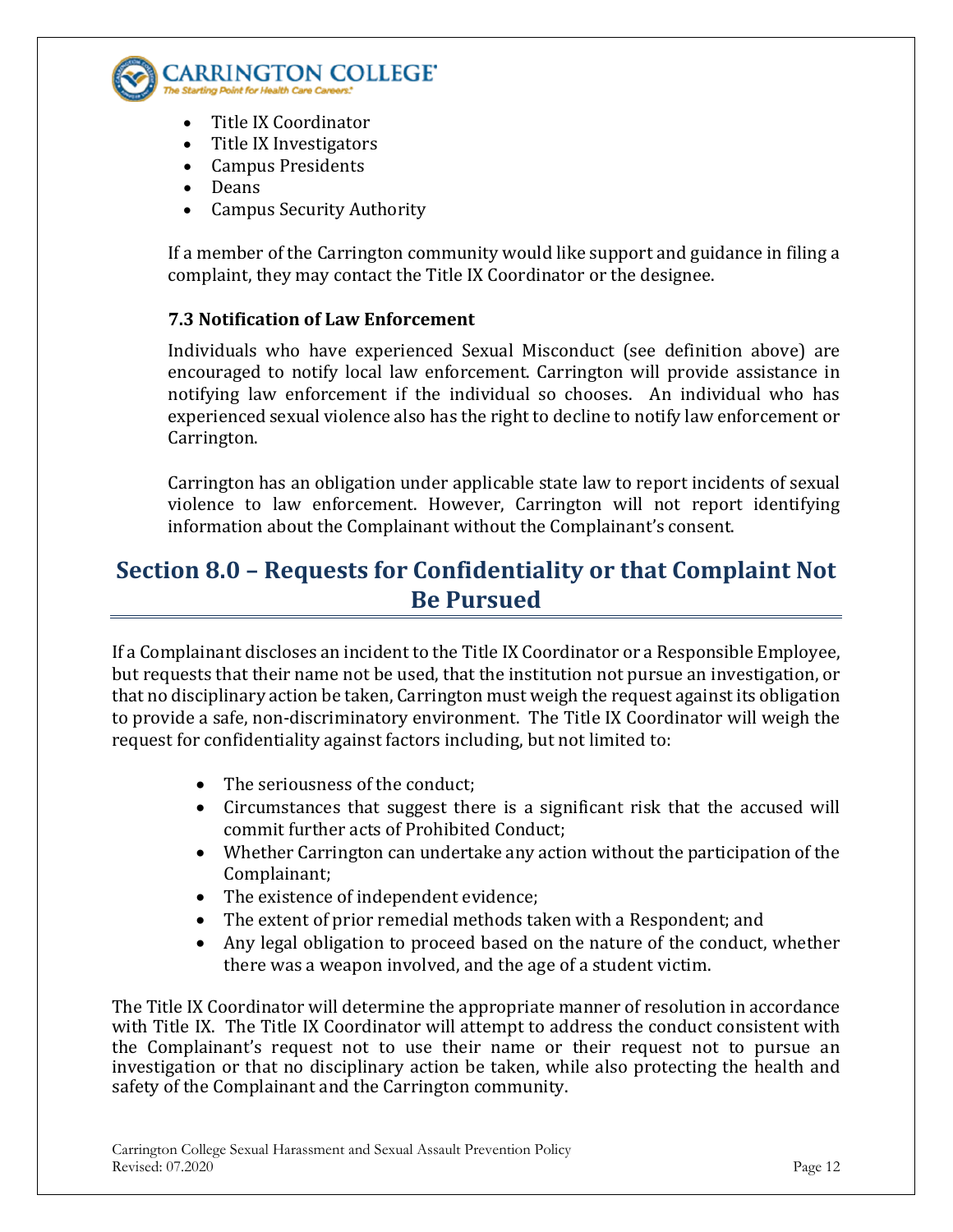- Title IX Coordinator
- Title IX Investigators
- Campus Presidents
- Deans
- Campus Security Authority

If a member of the Carrington community would like support and guidance in filing a complaint, they may contact the Title IX Coordinator or the designee.

### 7.3 Notification of Law Enforcement

Individuals who have experienced Sexual Misconduct (see definition above) are encouraged to notify local law enforcement. Carrington will provide assistance in notifying law enforcement if the individual so chooses. An individual who has experienced sexual violence also has the right to decline to notify law enforcement or Carrington.

Carrington has an obligation under applicable state law to report incidents of sexual violence to law enforcement. However, Carrington will not report identifying information about the Complainant without the Complainant's consent.

## Section 8.0 – Requests for Confidentiality or that Complaint Not Be Pursued

If a Complainant discloses an incident to the Title IX Coordinator or a Responsible Employee, but requests that their name not be used, that the institution not pursue an investigation, or that no disciplinary action be taken, Carrington must weigh the request against its obligation to provide a safe, non-discriminatory environment. The Title IX Coordinator will weigh the request for confidentiality against factors including, but not limited to:

- The seriousness of the conduct;
- Circumstances that suggest there is a significant risk that the accused will commit further acts of Prohibited Conduct;
- Whether Carrington can undertake any action without the participation of the Complainant;
- The existence of independent evidence;
- The extent of prior remedial methods taken with a Respondent; and
- Any legal obligation to proceed based on the nature of the conduct, whether there was a weapon involved, and the age of a student victim.

The Title IX Coordinator will determine the appropriate manner of resolution in accordance with Title IX. The Title IX Coordinator will attempt to address the conduct consistent with the Complainant's request not to use their name or their request not to pursue an investigation or that no disciplinary action be taken, while also protecting the health and safety of the Complainant and the Carrington community.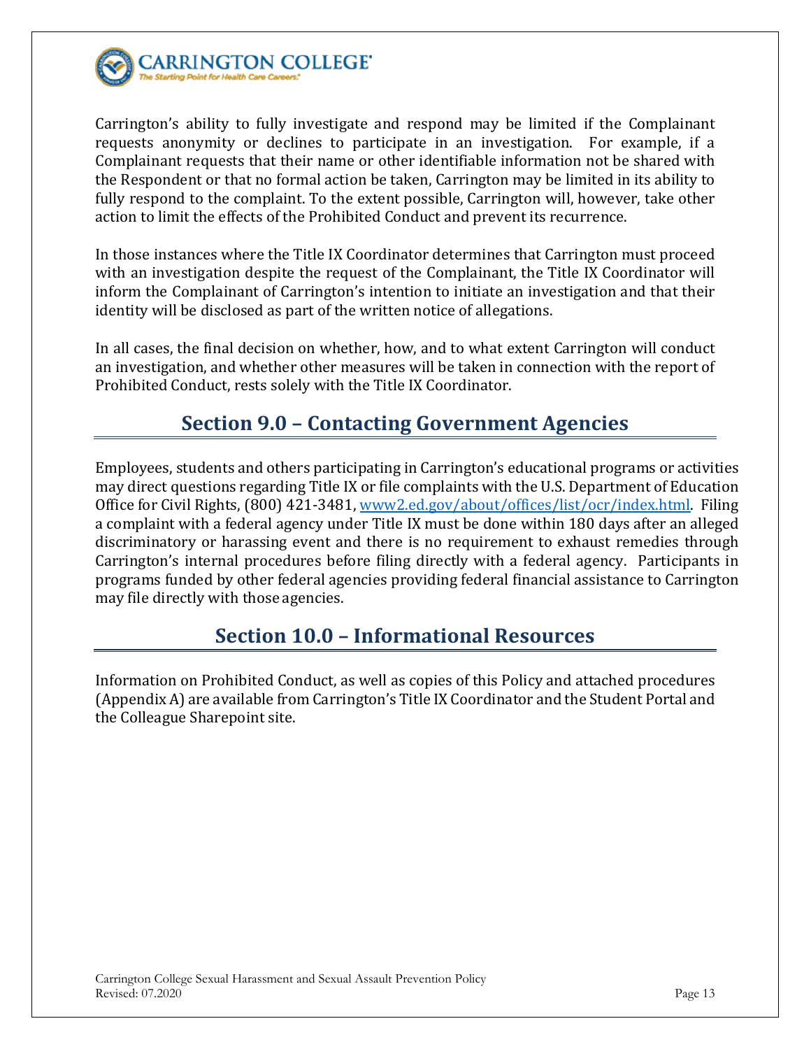Carrington's ability to fully investigate and respond may be limited if the Complainant requests anonymity or declines to participate in an investigation. For example, if a Complainant requests that their name or other identifiable information not be shared with the Respondent or that no formal action be taken, Carrington may be limited in its ability to fully respond to the complaint. To the extent possible, Carrington will, however, take other action to limit the effects of the Prohibited Conduct and prevent its recurrence.

In those instances where the Title IX Coordinator determines that Carrington must proceed with an investigation despite the request of the Complainant, the Title IX Coordinator will inform the Complainant of Carrington's intention to initiate an investigation and that their identity will be disclosed as part of the written notice of allegations.

In all cases, the final decision on whether, how, and to what extent Carrington will conduct an investigation, and whether other measures will be taken in connection with the report of Prohibited Conduct, rests solely with the Title IX Coordinator.

## Section 9.0 – Contacting Government Agencies

Employees, students and others participating in Carrington's educational programs or activities may direct questions regarding Title IX or file complaints with the U.S. Department of Education Office for Civil Rights, (800) 421-3481, [www2.ed.gov/about/offices/list/ocr/index.html](www2.ed.gov/about/offices/list/ocr/index.html). Filing a complaint with a federal agency under Title IX must be done within 180 days after an alleged discriminatory or harassing event and there is no requirement to exhaust remedies through Carrington's internal procedures before filing directly with a federal agency. Participants in programs funded by other federal agencies providing federal financial assistance to Carrington may file directly with those agencies.

## Section 10.0 – Informational Resources

Information on Prohibited Conduct, as well as copies of this Policy and attached procedures (Appendix A) are available from Carrington's Title IX Coordinator and the Student Portal and the Colleague Sharepoint site.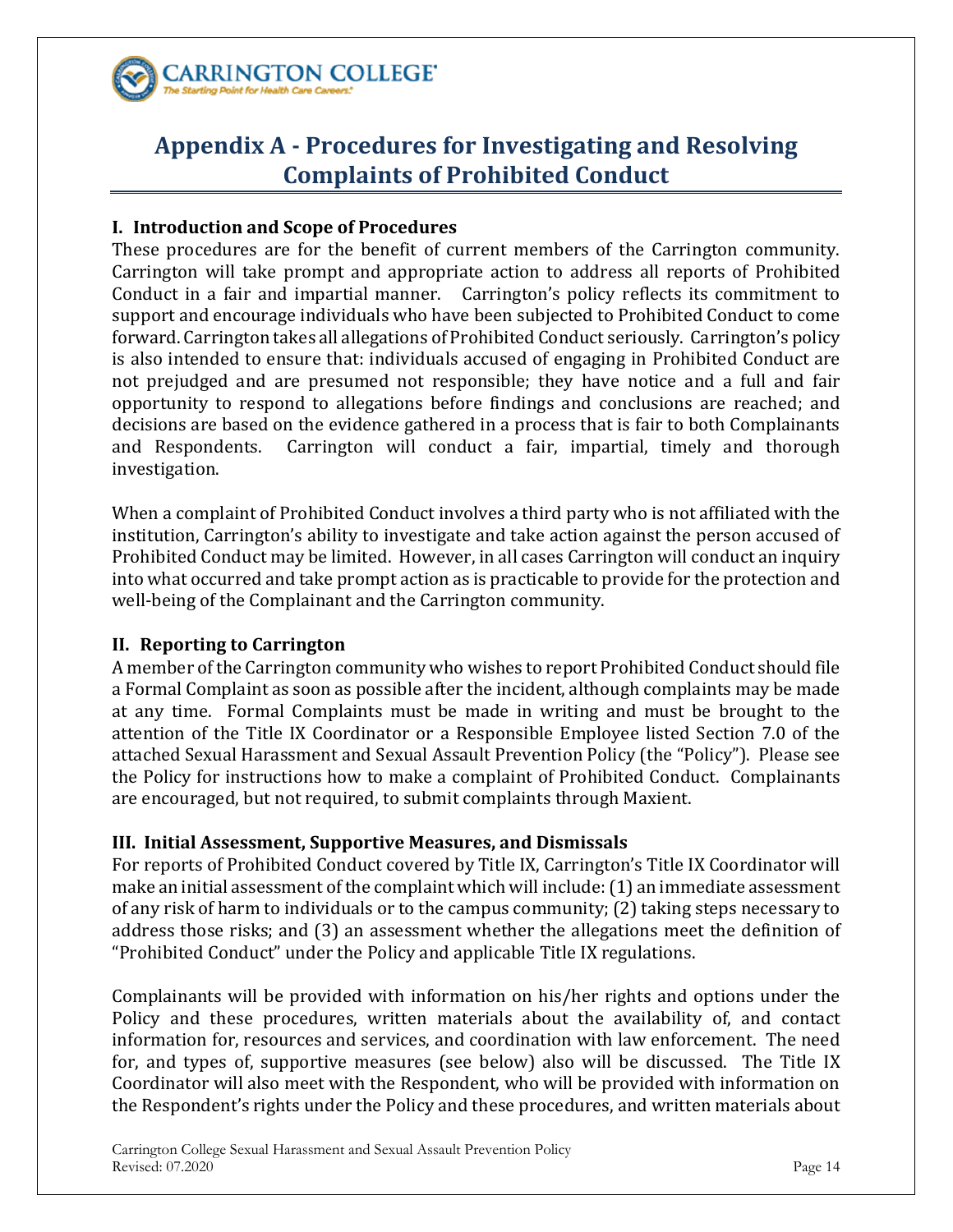# Appendix A - Procedures for Investigating and Resolving Complaints of Prohibited Conduct

### I. Introduction and Scope of Procedures

These procedures are for the benefit of current members of the Carrington community. Carrington will take prompt and appropriate action to address all reports of Prohibited Conduct in a fair and impartial manner. Carrington's policy reflects its commitment to support and encourage individuals who have been subjected to Prohibited Conduct to come forward. Carrington takes all allegations of Prohibited Conduct seriously. Carrington's policy is also intended to ensure that: individuals accused of engaging in Prohibited Conduct are not prejudged and are presumed not responsible; they have notice and a full and fair opportunity to respond to allegations before findings and conclusions are reached; and decisions are based on the evidence gathered in a process that is fair to both Complainants and Respondents. Carrington will conduct a fair, impartial, timely and thorough investigation.

When a complaint of Prohibited Conduct involves a third party who is not affiliated with the institution, Carrington's ability to investigate and take action against the person accused of Prohibited Conduct may be limited. However, in all cases Carrington will conduct an inquiry into what occurred and take prompt action as is practicable to provide for the protection and well-being of the Complainant and the Carrington community.

### II. Reporting to Carrington

A member of the Carrington community who wishes to report Prohibited Conduct should file a Formal Complaint as soon as possible after the incident, although complaints may be made at any time. Formal Complaints must be made in writing and must be brought to the attention of the Title IX Coordinator or a Responsible Employee listed Section 7.0 of the attached Sexual Harassment and Sexual Assault Prevention Policy (the "Policy"). Please see the Policy for instructions how to make a complaint of Prohibited Conduct. Complainants are encouraged, but not required, to submit complaints through Maxient.

### III. Initial Assessment, Supportive Measures, and Dismissals

For reports of Prohibited Conduct covered by Title IX, Carrington's Title IX Coordinator will make an initial assessment of the complaint which will include: (1) an immediate assessment of any risk of harm to individuals or to the campus community; (2) taking steps necessary to address those risks; and (3) an assessment whether the allegations meet the definition of "Prohibited Conduct" under the Policy and applicable Title IX regulations.

Complainants will be provided with information on his/her rights and options under the Policy and these procedures, written materials about the availability of, and contact information for, resources and services, and coordination with law enforcement. The need for, and types of, supportive measures (see below) also will be discussed. The Title IX Coordinator will also meet with the Respondent, who will be provided with information on the Respondent's rights under the Policy and these procedures, and written materials about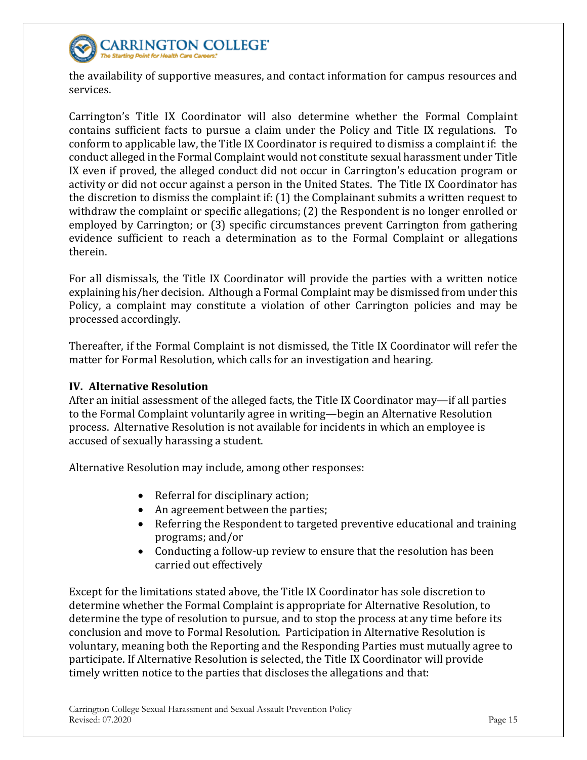the availability of supportive measures, and contact information for campus resources and services.

Carrington's Title IX Coordinator will also determine whether the Formal Complaint contains sufficient facts to pursue a claim under the Policy and Title IX regulations. To conform to applicable law, the Title IX Coordinator is required to dismiss a complaint if: the conduct alleged in the Formal Complaint would not constitute sexual harassment under Title IX even if proved, the alleged conduct did not occur in Carrington's education program or activity or did not occur against a person in the United States. The Title IX Coordinator has the discretion to dismiss the complaint if: (1) the Complainant submits a written request to withdraw the complaint or specific allegations; (2) the Respondent is no longer enrolled or employed by Carrington; or (3) specific circumstances prevent Carrington from gathering evidence sufficient to reach a determination as to the Formal Complaint or allegations therein.

For all dismissals, the Title IX Coordinator will provide the parties with a written notice explaining his/her decision. Although a Formal Complaint may be dismissed from under this Policy, a complaint may constitute a violation of other Carrington policies and may be processed accordingly.

Thereafter, if the Formal Complaint is not dismissed, the Title IX Coordinator will refer the matter for Formal Resolution, which calls for an investigation and hearing.

**IV. Alternative Resolution**

After an initial assessment of the alleged facts, the Title IX Coordinator may—if all parties to the Formal Complaint voluntarily agree in writing—begin an Alternative Resolution process. Alternative Resolution is not available for incidents in which an employee is accused of sexually harassing a student.

Alternative Resolution may include, among other responses:

- Referral for disciplinary action;
- An agreement between the parties;
- Referring the Respondent to targeted preventive educational and training programs; and/or
- Conducting a follow-up review to ensure that the resolution has been carried out effectively

Except for the limitations stated above, the Title IX Coordinator has sole discretion to determine whether the Formal Complaint is appropriate for Alternative Resolution, to determine the type of resolution to pursue, and to stop the process at any time before its conclusion and move to Formal Resolution. Participation in Alternative Resolution is voluntary, meaning both the Reporting and the Responding Parties must mutually agree to participate. If Alternative Resolution is selected, the Title IX Coordinator will provide timely written notice to the parties that discloses the allegations and that: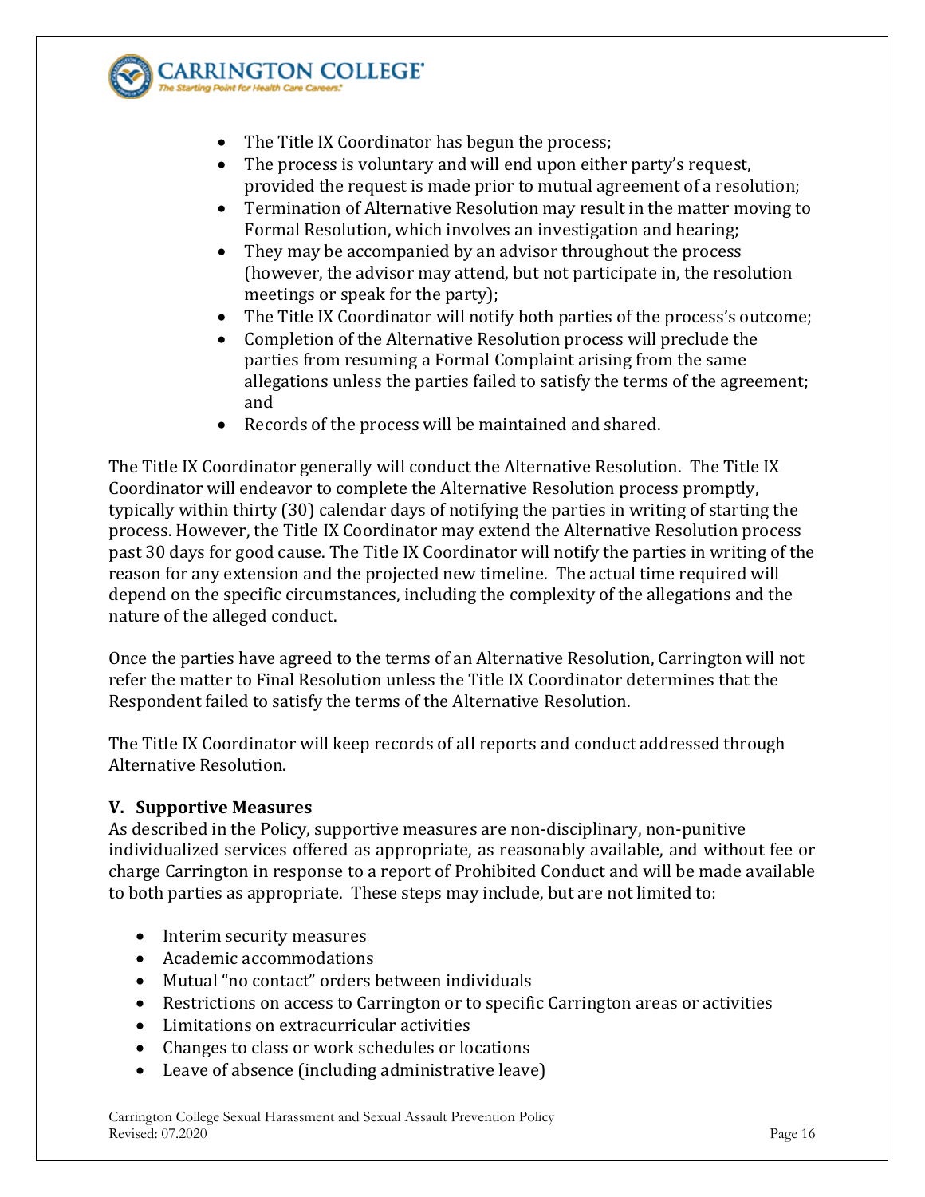- The Title IX Coordinator has begun the process;
- The process is voluntary and will end upon either party's request, provided the request is made prior to mutual agreement of a resolution;
- Termination of Alternative Resolution may result in the matter moving to Formal Resolution, which involves an investigation and hearing;
- They may be accompanied by an advisor throughout the process (however, the advisor may attend, but not participate in, the resolution meetings or speak for the party);
- The Title IX Coordinator will notify both parties of the process's outcome;
- Completion of the Alternative Resolution process will preclude the parties from resuming a Formal Complaint arising from the same allegations unless the parties failed to satisfy the terms of the agreement; and
- Records of the process will be maintained and shared.

The Title IX Coordinator generally will conduct the Alternative Resolution. The Title IX Coordinator will endeavor to complete the Alternative Resolution process promptly, typically within thirty (30) calendar days of notifying the parties in writing of starting the process. However, the Title IX Coordinator may extend the Alternative Resolution process past 30 days for good cause. The Title IX Coordinator will notify the parties in writing of the reason for any extension and the projected new timeline. The actual time required will depend on the specific circumstances, including the complexity of the allegations and the nature of the alleged conduct.

Once the parties have agreed to the terms of an Alternative Resolution, Carrington will not refer the matter to Final Resolution unless the Title IX Coordinator determines that the Respondent failed to satisfy the terms of the Alternative Resolution.

The Title IX Coordinator will keep records of all reports and conduct addressed through Alternative Resolution.

### V. Supportive Measures

As described in the Policy, supportive measures are non-disciplinary, non-punitive individualized services offered as appropriate, as reasonably available, and without fee or charge Carrington in response to a report of Prohibited Conduct and will be made available to both parties as appropriate. These steps may include, but are not limited to:

- Interim security measures
- Academic accommodations
- Mutual "no contact" orders between individuals
- Restrictions on access to Carrington or to specific Carrington areas or activities
- Limitations on extracurricular activities
- Changes to class or work schedules or locations
- Leave of absence (including administrative leave)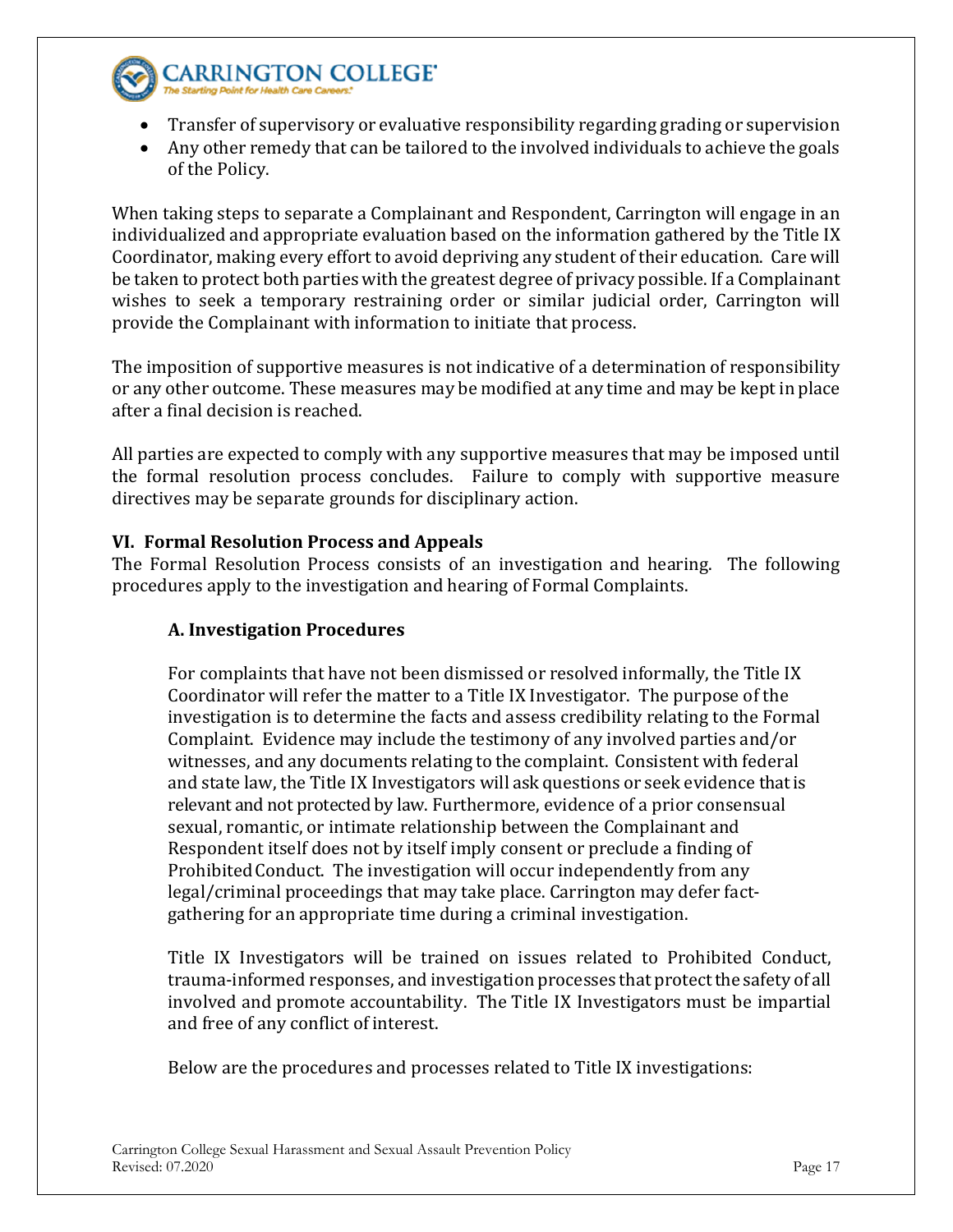- Transfer of supervisory or evaluative responsibility regarding grading or supervision
- Any other remedy that can be tailored to the involved individuals to achieve the goals of the Policy.

When taking steps to separate a Complainant and Respondent, Carrington will engage in an individualized and appropriate evaluation based on the information gathered by the Title IX Coordinator, making every effort to avoid depriving any student of their education. Care will be taken to protect both parties with the greatest degree of privacy possible. If a Complainant wishes to seek a temporary restraining order or similar judicial order, Carrington will provide the Complainant with information to initiate that process.

The imposition of supportive measures is not indicative of a determination of responsibility or any other outcome. These measures may be modified at any time and may be kept in place after a final decision is reached.

All parties are expected to comply with any supportive measures that may be imposed until the formal resolution process concludes. Failure to comply with supportive measure directives may be separate grounds for disciplinary action.

## VI. Formal Resolution Process and Appeals

The Formal Resolution Process consists of an investigation and hearing. The following procedures apply to the investigation and hearing of Formal Complaints.

### A. Investigation Procedures

For complaints that have not been dismissed or resolved informally, the Title IX Coordinator will refer the matter to a Title IX Investigator. The purpose of the investigation is to determine the facts and assess credibility relating to the Formal Complaint. Evidence may include the testimony of any involved parties and/or witnesses, and any documents relating to the complaint. Consistent with federal and state law, the Title IX Investigators will ask questions or seek evidence that is relevant and not protected by law. Furthermore, evidence of a prior consensual sexual, romantic, or intimate relationship between the Complainant and Respondent itself does not by itself imply consent or preclude a finding of Prohibited Conduct. The investigation will occur independently from any legal/criminal proceedings that may take place. Carrington may defer fact-gathering for an appropriate time during a criminal investigation.

Title IX Investigators will be trained on issues related to Prohibited Conduct, trauma-informed responses, and investigation processes that protect the safety of all involved and promote accountability. The Title IX Investigators must be impartial and free of any conflict of interest.

Below are the procedures and processes related to Title IX investigations: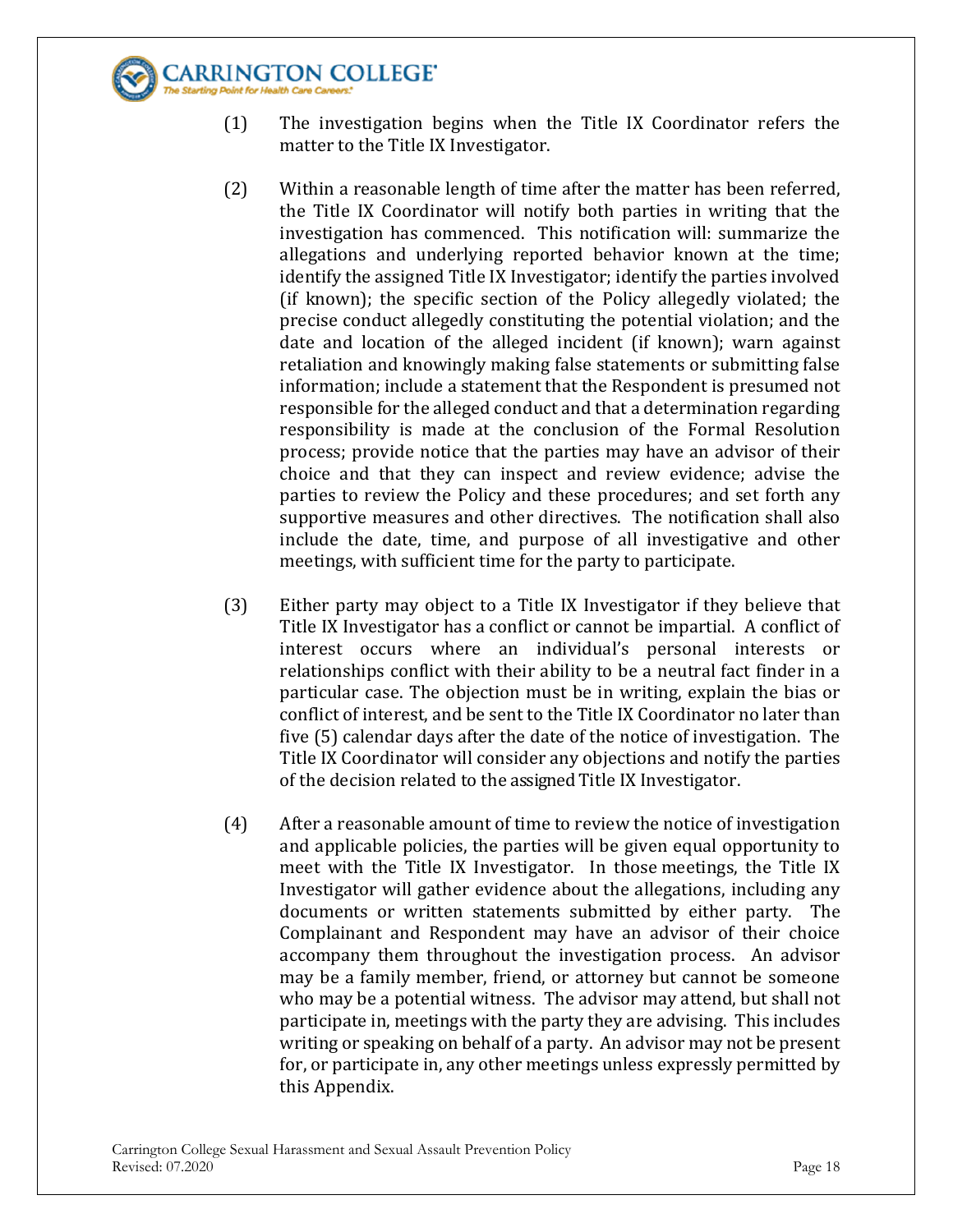(1) The investigation begins when the Title IX Coordinator refers the matter to the Title IX Investigator.

(2) Within a reasonable length of time after the matter has been referred, the Title IX Coordinator will notify both parties in writing that the investigation has commenced. This notification will: summarize the allegations and underlying reported behavior known at the time; identify the assigned Title IX Investigator; identify the parties involved (if known); the specific section of the Policy allegedly violated; the precise conduct allegedly constituting the potential violation; and the date and location of the alleged incident (if known); warn against retaliation and knowingly making false statements or submitting false information; include a statement that the Respondent is presumed not responsible for the alleged conduct and that a determination regarding responsibility is made at the conclusion of the Formal Resolution process; provide notice that the parties may have an advisor of their choice and that they can inspect and review evidence; advise the parties to review the Policy and these procedures; and set forth any supportive measures and other directives. The notification shall also include the date, time, and purpose of all investigative and other meetings, with sufficient time for the party to participate.

(3) Either party may object to a Title IX Investigator if they believe that Title IX Investigator has a conflict or cannot be impartial. A conflict of interest occurs where an individual's personal interests or relationships conflict with their ability to be a neutral fact finder in a particular case. The objection must be in writing, explain the bias or conflict of interest, and be sent to the Title IX Coordinator no later than five (5) calendar days after the date of the notice of investigation. The Title IX Coordinator will consider any objections and notify the parties of the decision related to the assigned Title IX Investigator.

(4) After a reasonable amount of time to review the notice of investigation and applicable policies, the parties will be given equal opportunity to meet with the Title IX Investigator. In those meetings, the Title IX Investigator will gather evidence about the allegations, including any documents or written statements submitted by either party. The Complainant and Respondent may have an advisor of their choice accompany them throughout the investigation process. An advisor may be a family member, friend, or attorney but cannot be someone who may be a potential witness. The advisor may attend, but shall not participate in, meetings with the party they are advising. This includes writing or speaking on behalf of a party. An advisor may not be present for, or participate in, any other meetings unless expressly permitted by this Appendix.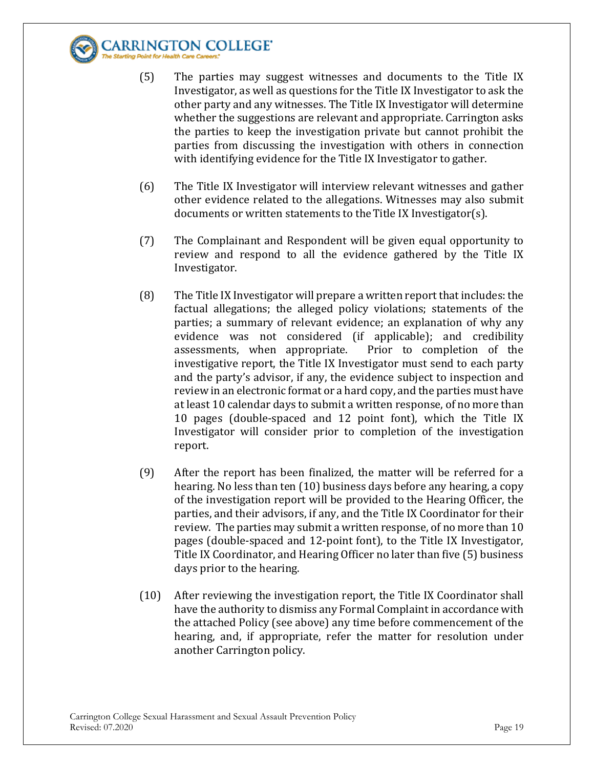(5) The parties may suggest witnesses and documents to the Title IX Investigator, as well as questions for the Title IX Investigator to ask the other party and any witnesses. The Title IX Investigator will determine whether the suggestions are relevant and appropriate. Carrington asks the parties to keep the investigation private but cannot prohibit the parties from discussing the investigation with others in connection with identifying evidence for the Title IX Investigator to gather.

(6) The Title IX Investigator will interview relevant witnesses and gather other evidence related to the allegations. Witnesses may also submit documents or written statements to the Title IX Investigator(s).

(7) The Complainant and Respondent will be given equal opportunity to review and respond to all the evidence gathered by the Title IX Investigator.

(8) The Title IX Investigator will prepare a written report that includes: the factual allegations; the alleged policy violations; statements of the parties; a summary of relevant evidence; an explanation of why any evidence was not considered (if applicable); and credibility assessments, when appropriate. Prior to completion of the investigative report, the Title IX Investigator must send to each party and the party's advisor, if any, the evidence subject to inspection and review in an electronic format or a hard copy, and the parties must have at least 10 calendar days to submit a written response, of no more than 10 pages (double-spaced and 12 point font), which the Title IX Investigator will consider prior to completion of the investigation report.

(9) After the report has been finalized, the matter will be referred for a hearing. No less than ten (10) business days before any hearing, a copy of the investigation report will be provided to the Hearing Officer, the parties, and their advisors, if any, and the Title IX Coordinator for their review. The parties may submit a written response, of no more than 10 pages (double-spaced and 12-point font), to the Title IX Investigator, Title IX Coordinator, and Hearing Officer no later than five (5) business days prior to the hearing.

(10) After reviewing the investigation report, the Title IX Coordinator shall have the authority to dismiss any Formal Complaint in accordance with the attached Policy (see above) any time before commencement of the hearing, and, if appropriate, refer the matter for resolution under another Carrington policy.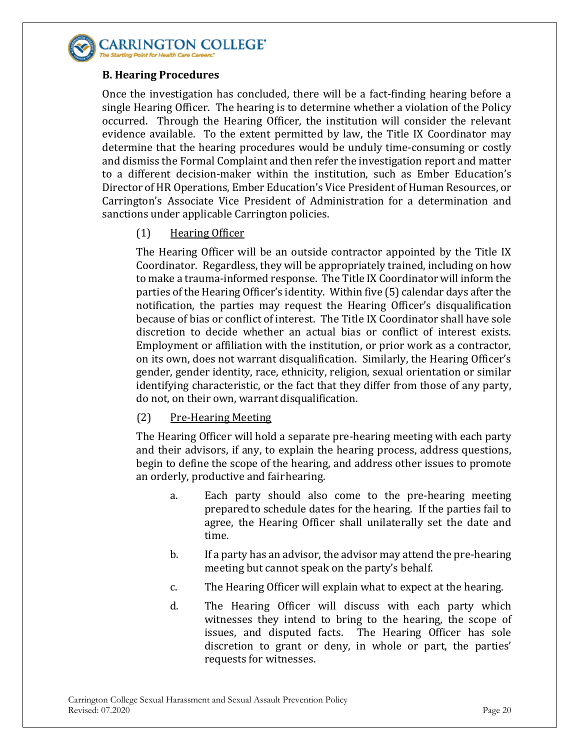### B. Hearing Procedures

Once the investigation has concluded, there will be a fact-finding hearing before a single Hearing Officer. The hearing is to determine whether a violation of the Policy occurred. Through the Hearing Officer, the institution will consider the relevant evidence available. To the extent permitted by law, the Title IX Coordinator may determine that the hearing procedures would be unduly time-consuming or costly and dismiss the Formal Complaint and then refer the investigation report and matter to a different decision-maker within the institution, such as Ember Education's Director of HR Operations, Ember Education's Vice President of Human Resources, or Carrington's Associate Vice President of Administration for a determination and sanctions under applicable Carrington policies.

(1) Hearing Officer

The Hearing Officer will be an outside contractor appointed by the Title IX Coordinator. Regardless, they will be appropriately trained, including on how to make a trauma-informed response. The Title IX Coordinator will inform the parties of the Hearing Officer's identity. Within five (5) calendar days after the notification, the parties may request the Hearing Officer's disqualification because of bias or conflict of interest. The Title IX Coordinator shall have sole discretion to decide whether an actual bias or conflict of interest exists. Employment or affiliation with the institution, or prior work as a contractor, on its own, does not warrant disqualification. Similarly, the Hearing Officer's gender, gender identity, race, ethnicity, religion, sexual orientation or similar identifying characteristic, or the fact that they differ from those of any party, do not, on their own, warrant disqualification.

(2) Pre-Hearing Meeting

The Hearing Officer will hold a separate pre-hearing meeting with each party and their advisors, if any, to explain the hearing process, address questions, begin to define the scope of the hearing, and address other issues to promote an orderly, productive and fair hearing.

a. Each party should also come to the pre-hearing meeting prepared to schedule dates for the hearing. If the parties fail to agree, the Hearing Officer shall unilaterally set the date and time.

b. If a party has an advisor, the advisor may attend the pre-hearing meeting but cannot speak on the party's behalf.

c. The Hearing Officer will explain what to expect at the hearing.

d. The Hearing Officer will discuss with each party which witnesses they intend to bring to the hearing, the scope of issues, and disputed facts. The Hearing Officer has sole discretion to grant or deny, in whole or part, the parties' requests for witnesses.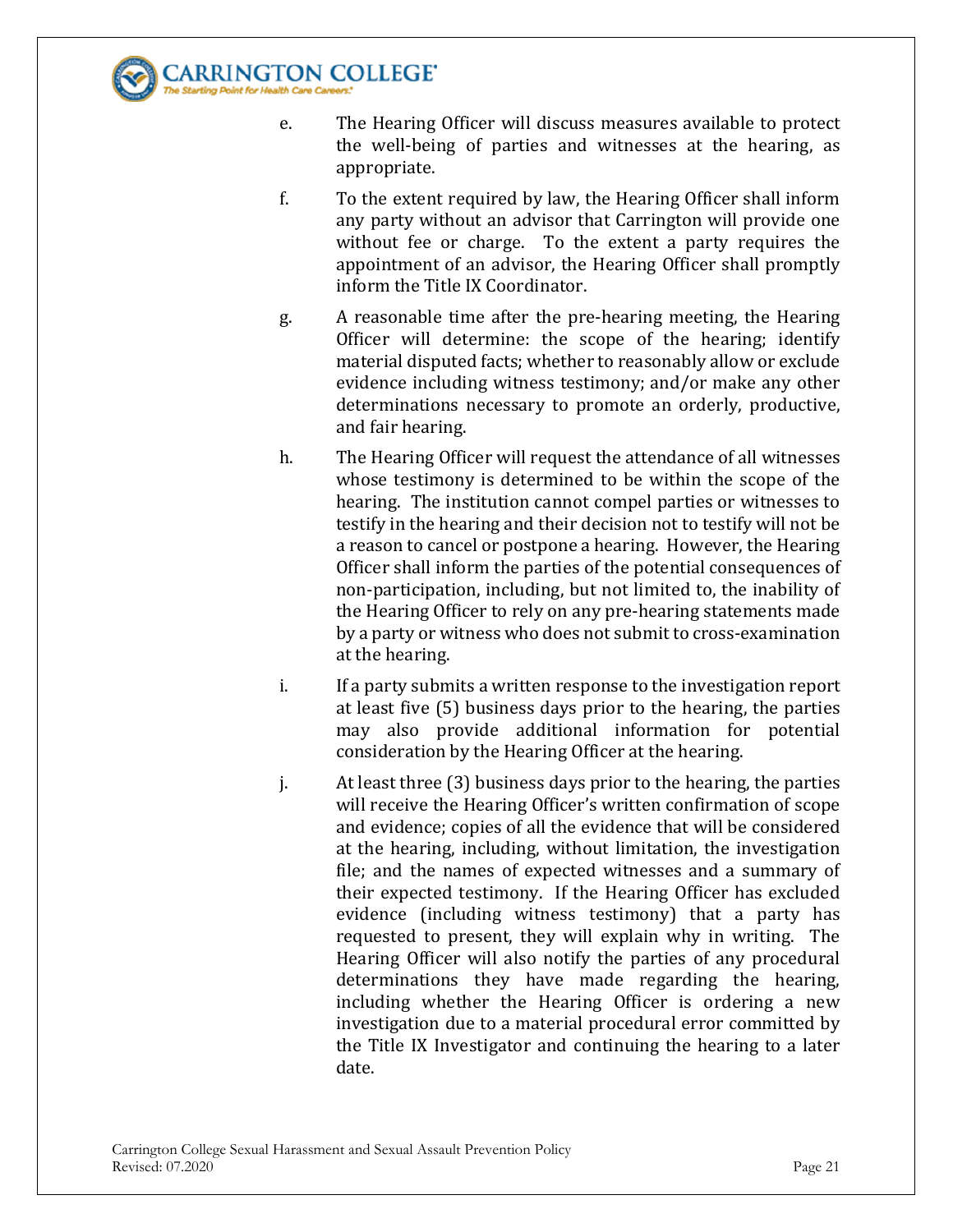e. The Hearing Officer will discuss measures available to protect the well-being of parties and witnesses at the hearing, as appropriate.

f. To the extent required by law, the Hearing Officer shall inform any party without an advisor that Carrington will provide one without fee or charge. To the extent a party requires the appointment of an advisor, the Hearing Officer shall promptly inform the Title IX Coordinator.

g. A reasonable time after the pre-hearing meeting, the Hearing Officer will determine: the scope of the hearing; identify material disputed facts; whether to reasonably allow or exclude evidence including witness testimony; and/or make any other determinations necessary to promote an orderly, productive, and fair hearing.

h. The Hearing Officer will request the attendance of all witnesses whose testimony is determined to be within the scope of the hearing. The institution cannot compel parties or witnesses to testify in the hearing and their decision not to testify will not be a reason to cancel or postpone a hearing. However, the Hearing Officer shall inform the parties of the potential consequences of non-participation, including, but not limited to, the inability of the Hearing Officer to rely on any pre-hearing statements made by a party or witness who does not submit to cross-examination at the hearing.

i. If a party submits a written response to the investigation report at least five (5) business days prior to the hearing, the parties may also provide additional information for potential consideration by the Hearing Officer at the hearing.

j. At least three (3) business days prior to the hearing, the parties will receive the Hearing Officer's written confirmation of scope and evidence; copies of all the evidence that will be considered at the hearing, including, without limitation, the investigation file; and the names of expected witnesses and a summary of their expected testimony. If the Hearing Officer has excluded evidence (including witness testimony) that a party has requested to present, they will explain why in writing. The Hearing Officer will also notify the parties of any procedural determinations they have made regarding the hearing, including whether the Hearing Officer is ordering a new investigation due to a material procedural error committed by the Title IX Investigator and continuing the hearing to a later date.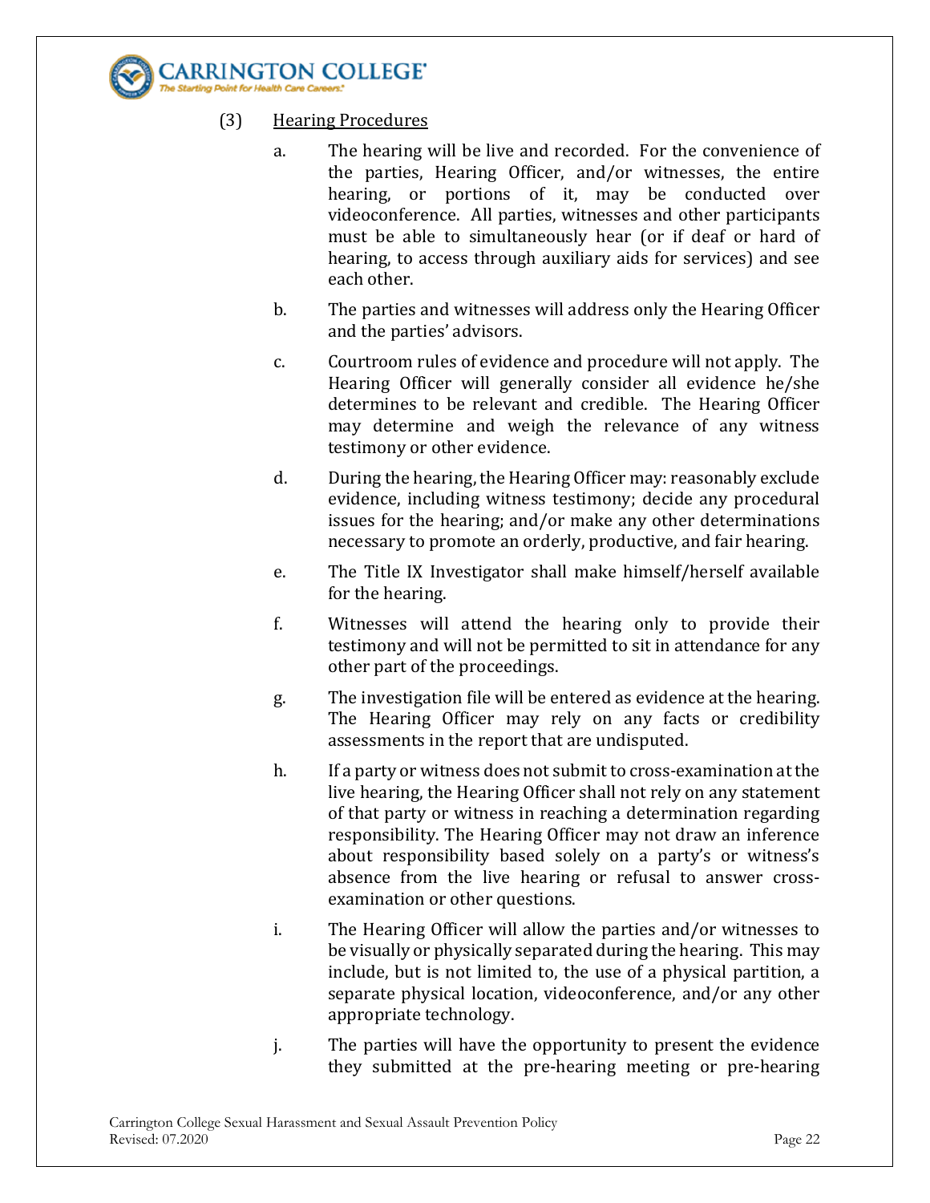(3) Hearing Procedures

a. The hearing will be live and recorded. For the convenience of the parties, Hearing Officer, and/or witnesses, the entire hearing, or portions of it, may be conducted over videoconference. All parties, witnesses and other participants must be able to simultaneously hear (or if deaf or hard of hearing, to access through auxiliary aids for services) and see each other.

b. The parties and witnesses will address only the Hearing Officer and the parties' advisors.

c. Courtroom rules of evidence and procedure will not apply. The Hearing Officer will generally consider all evidence he/she determines to be relevant and credible. The Hearing Officer may determine and weigh the relevance of any witness testimony or other evidence.

d. During the hearing, the Hearing Officer may: reasonably exclude evidence, including witness testimony; decide any procedural issues for the hearing; and/or make any other determinations necessary to promote an orderly, productive, and fair hearing.

e. The Title IX Investigator shall make himself/herself available for the hearing.

f. Witnesses will attend the hearing only to provide their testimony and will not be permitted to sit in attendance for any other part of the proceedings.

g. The investigation file will be entered as evidence at the hearing. The Hearing Officer may rely on any facts or credibility assessments in the report that are undisputed.

h. If a party or witness does not submit to cross-examination at the live hearing, the Hearing Officer shall not rely on any statement of that party or witness in reaching a determination regarding responsibility. The Hearing Officer may not draw an inference about responsibility based solely on a party's or witness's absence from the live hearing or refusal to answer cross-examination or other questions.

i. The Hearing Officer will allow the parties and/or witnesses to be visually or physically separated during the hearing. This may include, but is not limited to, the use of a physical partition, a separate physical location, videoconference, and/or any other appropriate technology.

j. The parties will have the opportunity to present the evidence they submitted at the pre-hearing meeting or pre-hearing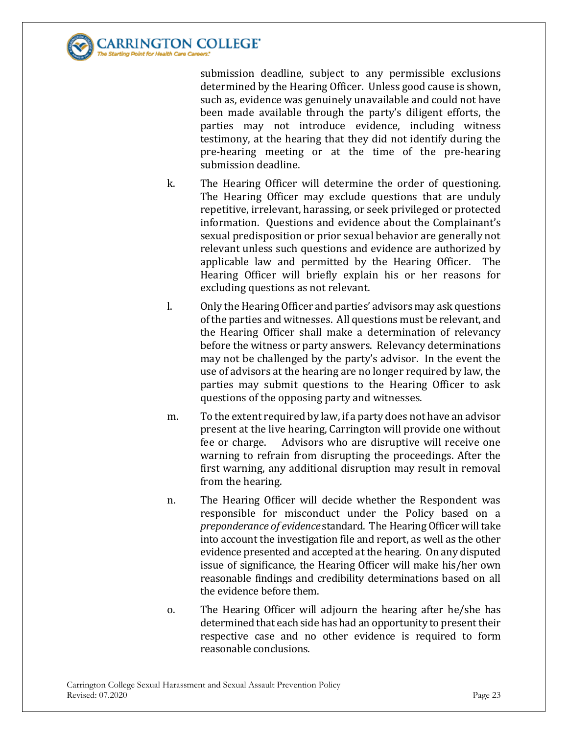submission deadline, subject to any permissible exclusions determined by the Hearing Officer. Unless good cause is shown, such as, evidence was genuinely unavailable and could not have been made available through the party's diligent efforts, the parties may not introduce evidence, including witness testimony, at the hearing that they did not identify during the pre-hearing meeting or at the time of the pre-hearing submission deadline.

k. The Hearing Officer will determine the order of questioning. The Hearing Officer may exclude questions that are unduly repetitive, irrelevant, harassing, or seek privileged or protected information. Questions and evidence about the Complainant's sexual predisposition or prior sexual behavior are generally not relevant unless such questions and evidence are authorized by applicable law and permitted by the Hearing Officer. The Hearing Officer will briefly explain his or her reasons for excluding questions as not relevant.

l. Only the Hearing Officer and parties' advisors may ask questions of the parties and witnesses. All questions must be relevant, and the Hearing Officer shall make a determination of relevancy before the witness or party answers. Relevancy determinations may not be challenged by the party's advisor. In the event the use of advisors at the hearing are no longer required by law, the parties may submit questions to the Hearing Officer to ask questions of the opposing party and witnesses.

m. To the extent required by law, if a party does not have an advisor present at the live hearing, Carrington will provide one without fee or charge. Advisors who are disruptive will receive one warning to refrain from disrupting the proceedings. After the first warning, any additional disruption may result in removal from the hearing.

n. The Hearing Officer will decide whether the Respondent was responsible for misconduct under the Policy based on a *preponderance of evidence* standard. The Hearing Officer will take into account the investigation file and report, as well as the other evidence presented and accepted at the hearing. On any disputed issue of significance, the Hearing Officer will make his/her own reasonable findings and credibility determinations based on all the evidence before them.

o. The Hearing Officer will adjourn the hearing after he/she has determined that each side has had an opportunity to present their respective case and no other evidence is required to form reasonable conclusions.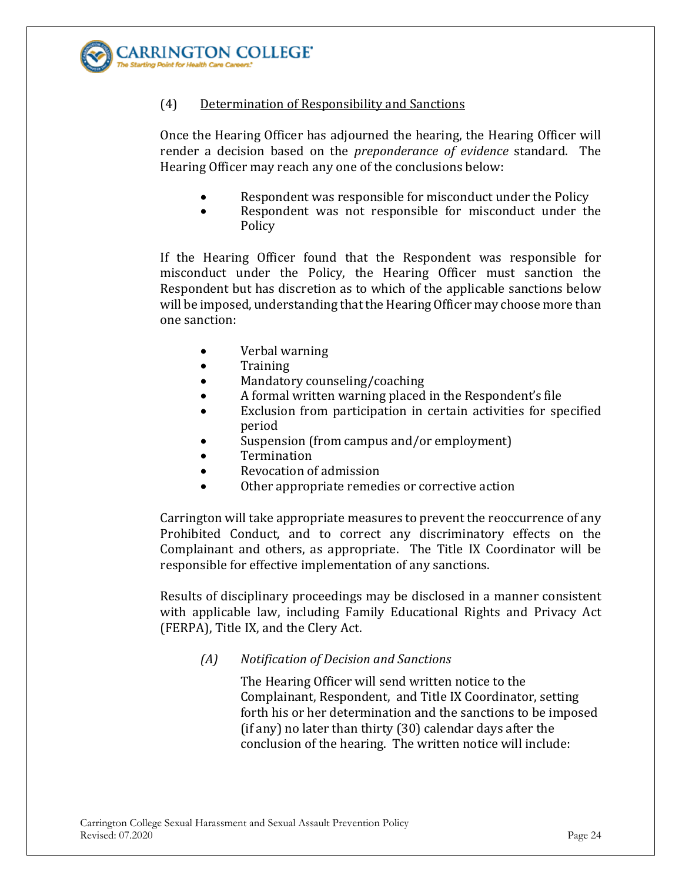(4) Determination of Responsibility and Sanctions

Once the Hearing Officer has adjourned the hearing, the Hearing Officer will render a decision based on the *preponderance of evidence* standard. The Hearing Officer may reach any one of the conclusions below:

- Respondent was responsible for misconduct under the Policy
- Respondent was not responsible for misconduct under the Policy

If the Hearing Officer found that the Respondent was responsible for misconduct under the Policy, the Hearing Officer must sanction the Respondent but has discretion as to which of the applicable sanctions below will be imposed, understanding that the Hearing Officer may choose more than one sanction:

- Verbal warning
- Training
- Mandatory counseling/coaching
- A formal written warning placed in the Respondent's file
- Exclusion from participation in certain activities for specified period
- Suspension (from campus and/or employment)
- Termination
- Revocation of admission
- Other appropriate remedies or corrective action

Carrington will take appropriate measures to prevent the reoccurrence of any Prohibited Conduct, and to correct any discriminatory effects on the Complainant and others, as appropriate. The Title IX Coordinator will be responsible for effective implementation of any sanctions.

Results of disciplinary proceedings may be disclosed in a manner consistent with applicable law, including Family Educational Rights and Privacy Act (FERPA), Title IX, and the Clery Act.

*(A) Notification of Decision and Sanctions*

The Hearing Officer will send written notice to the Complainant, Respondent, and Title IX Coordinator, setting forth his or her determination and the sanctions to be imposed (if any) no later than thirty (30) calendar days after the conclusion of the hearing. The written notice will include: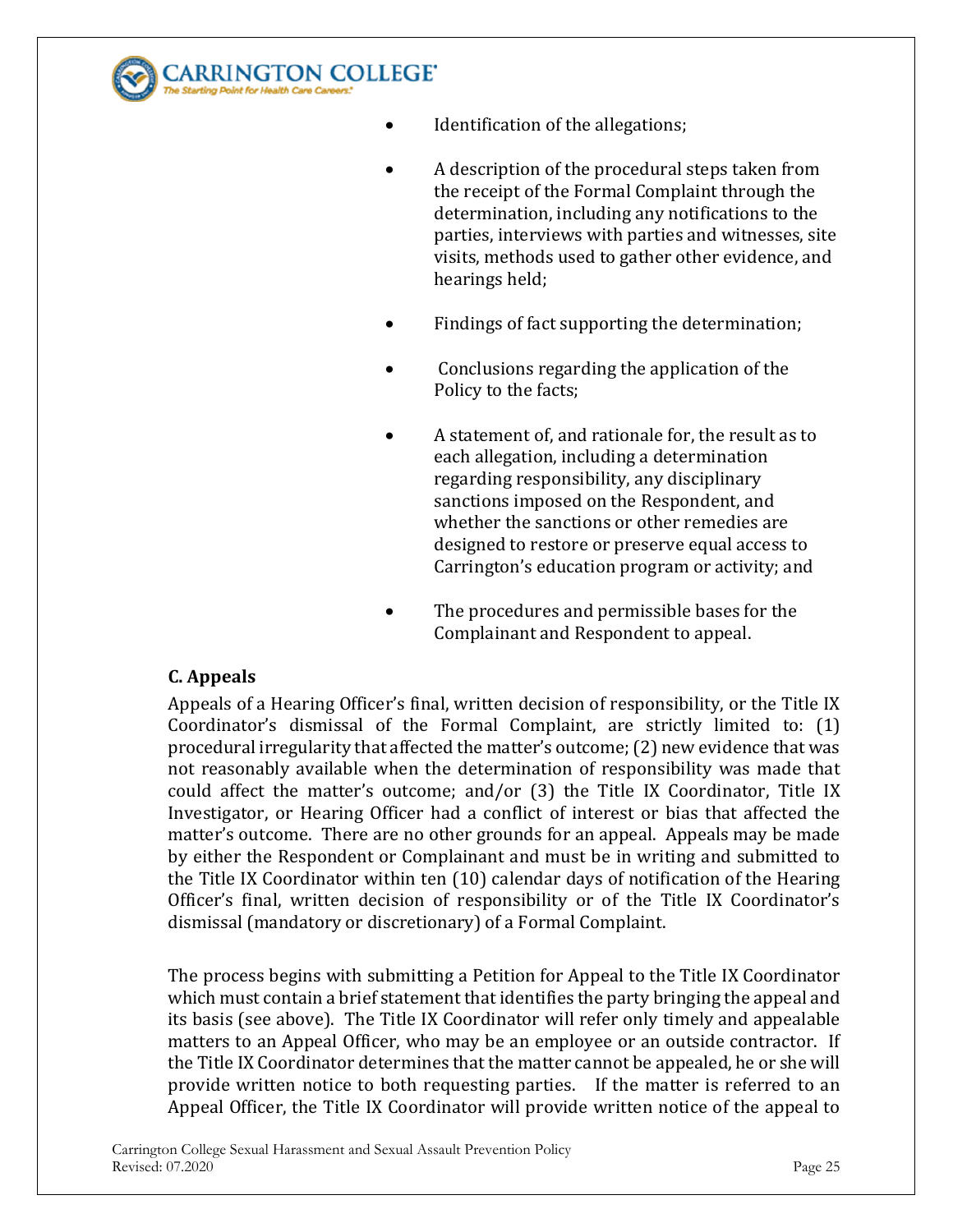- Identification of the allegations;
- A description of the procedural steps taken from the receipt of the Formal Complaint through the determination, including any notifications to the parties, interviews with parties and witnesses, site visits, methods used to gather other evidence, and hearings held;
- Findings of fact supporting the determination;
- Conclusions regarding the application of the Policy to the facts;
- A statement of, and rationale for, the result as to each allegation, including a determination regarding responsibility, any disciplinary sanctions imposed on the Respondent, and whether the sanctions or other remedies are designed to restore or preserve equal access to Carrington's education program or activity; and
- The procedures and permissible bases for the Complainant and Respondent to appeal.

### C. Appeals

Appeals of a Hearing Officer's final, written decision of responsibility, or the Title IX Coordinator's dismissal of the Formal Complaint, are strictly limited to: (1) procedural irregularity that affected the matter's outcome; (2) new evidence that was not reasonably available when the determination of responsibility was made that could affect the matter's outcome; and/or (3) the Title IX Coordinator, Title IX Investigator, or Hearing Officer had a conflict of interest or bias that affected the matter's outcome. There are no other grounds for an appeal. Appeals may be made by either the Respondent or Complainant and must be in writing and submitted to the Title IX Coordinator within ten (10) calendar days of notification of the Hearing Officer's final, written decision of responsibility or of the Title IX Coordinator's dismissal (mandatory or discretionary) of a Formal Complaint.

The process begins with submitting a Petition for Appeal to the Title IX Coordinator which must contain a brief statement that identifies the party bringing the appeal and its basis (see above). The Title IX Coordinator will refer only timely and appealable matters to an Appeal Officer, who may be an employee or an outside contractor. If the Title IX Coordinator determines that the matter cannot be appealed, he or she will provide written notice to both requesting parties. If the matter is referred to an Appeal Officer, the Title IX Coordinator will provide written notice of the appeal to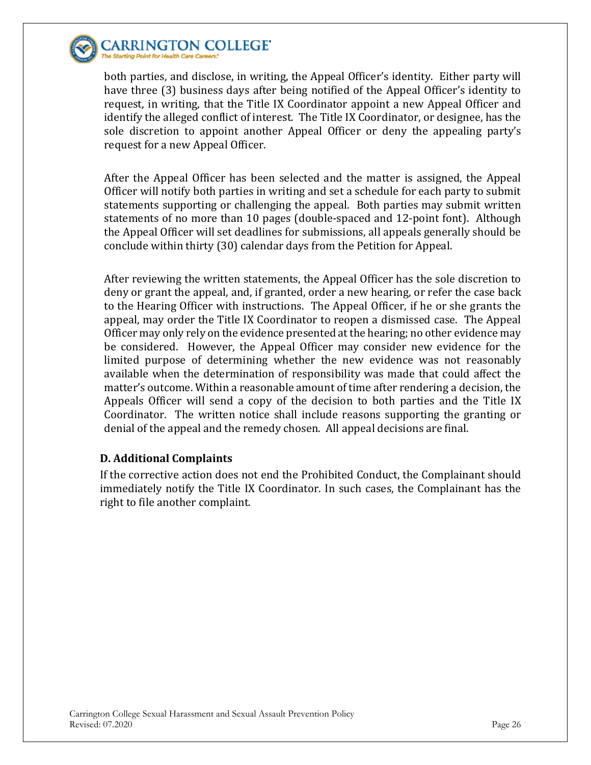both parties, and disclose, in writing, the Appeal Officer's identity. Either party will have three (3) business days after being notified of the Appeal Officer's identity to request, in writing, that the Title IX Coordinator appoint a new Appeal Officer and identify the alleged conflict of interest. The Title IX Coordinator, or designee, has the sole discretion to appoint another Appeal Officer or deny the appealing party's request for a new Appeal Officer.

After the Appeal Officer has been selected and the matter is assigned, the Appeal Officer will notify both parties in writing and set a schedule for each party to submit statements supporting or challenging the appeal. Both parties may submit written statements of no more than 10 pages (double-spaced and 12-point font). Although the Appeal Officer will set deadlines for submissions, all appeals generally should be conclude within thirty (30) calendar days from the Petition for Appeal.

After reviewing the written statements, the Appeal Officer has the sole discretion to deny or grant the appeal, and, if granted, order a new hearing, or refer the case back to the Hearing Officer with instructions. The Appeal Officer, if he or she grants the appeal, may order the Title IX Coordinator to reopen a dismissed case. The Appeal Officer may only rely on the evidence presented at the hearing; no other evidence may be considered. However, the Appeal Officer may consider new evidence for the limited purpose of determining whether the new evidence was not reasonably available when the determination of responsibility was made that could affect the matter's outcome. Within a reasonable amount of time after rendering a decision, the Appeals Officer will send a copy of the decision to both parties and the Title IX Coordinator. The written notice shall include reasons supporting the granting or denial of the appeal and the remedy chosen. All appeal decisions are final.

### D. Additional Complaints

If the corrective action does not end the Prohibited Conduct, the Complainant should immediately notify the Title IX Coordinator. In such cases, the Complainant has the right to file another complaint.